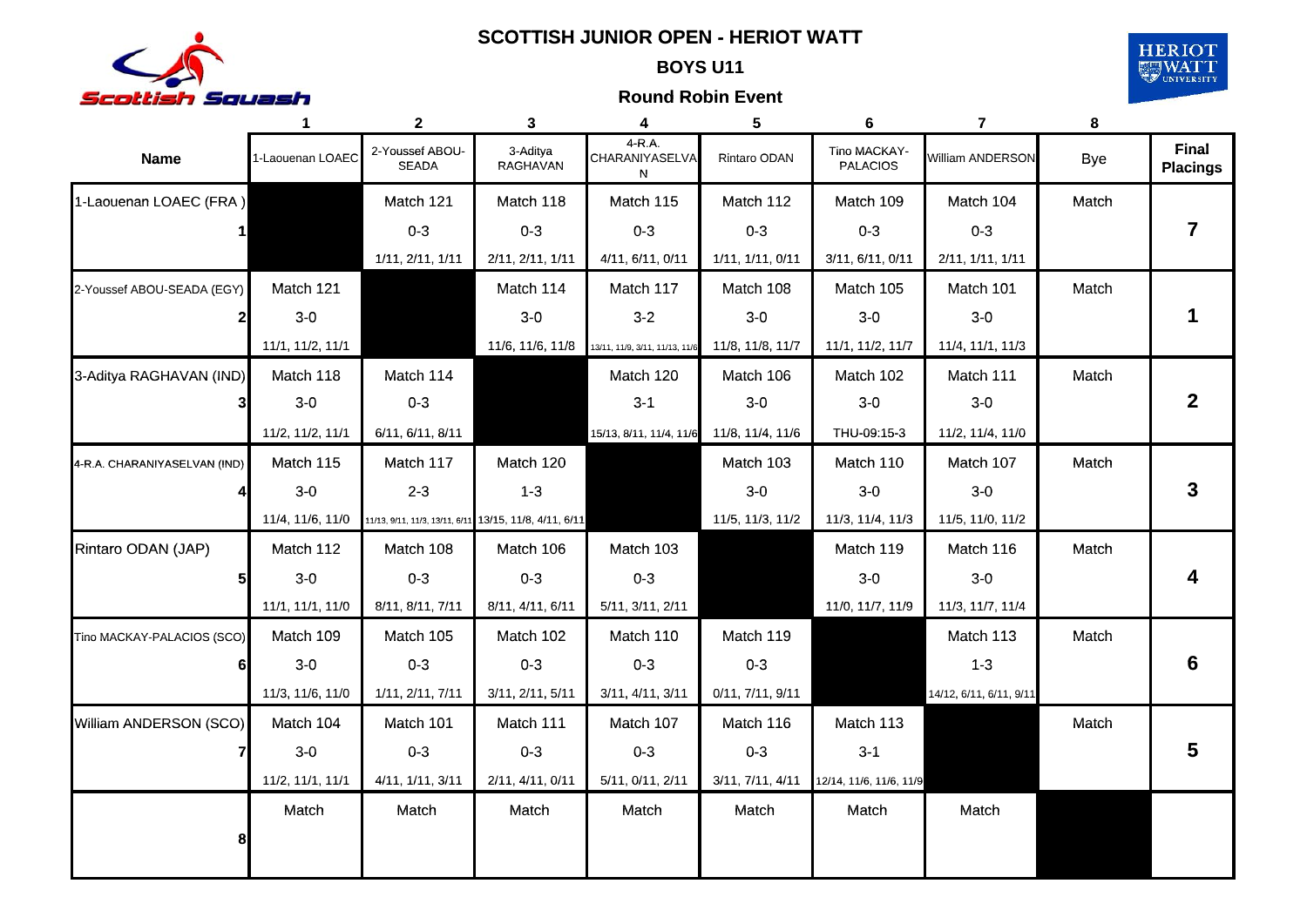# SCOTTISH JUNIOR OPEN - HERIOT WATT

## BOYS U11

### Round Robin Event

| | 1 | 2 | 3 | 4 | 5 | 6 | 7 | 8 | |
|---|---|---|---|---|---|---|---|---|---|
| **Name** | 1-Laouenan LOAEC | 2-Youssef ABOU-SEADA | 3-Aditya RAGHAVAN | 4-R.A. CHARANIYASELVAN | Rintaro ODAN | Tino MACKAY-PALACIOS | William ANDERSON | Bye | **Final Placings** |
| 1-Laouenan LOAEC (FRA) 1 | | Match 121<br>0-3<br>1/11, 2/11, 1/11 | Match 118<br>0-3<br>2/11, 2/11, 1/11 | Match 115<br>0-3<br>4/11, 6/11, 0/11 | Match 112<br>0-3<br>1/11, 1/11, 0/11 | Match 109<br>0-3<br>3/11, 6/11, 0/11 | Match 104<br>0-3<br>2/11, 1/11, 1/11 | Match | **7** |
| 2-Youssef ABOU-SEADA (EGY) 2 | Match 121<br>3-0<br>11/1, 11/2, 11/1 | | Match 114<br>3-0<br>11/6, 11/6, 11/8 | Match 117<br>3-2<br>13/11, 11/9, 3/11, 11/13, 11/6 | Match 108<br>3-0<br>11/8, 11/8, 11/7 | Match 105<br>3-0<br>11/1, 11/2, 11/7 | Match 101<br>3-0<br>11/4, 11/1, 11/3 | Match | **1** |
| 3-Aditya RAGHAVAN (IND) 3 | Match 118<br>3-0<br>11/2, 11/2, 11/1 | Match 114<br>0-3<br>6/11, 6/11, 8/11 | | Match 120<br>3-1<br>15/13, 8/11, 11/4, 11/6 | Match 106<br>3-0<br>11/8, 11/4, 11/6 | Match 102<br>3-0<br>THU-09:15-3 | Match 111<br>3-0<br>11/2, 11/4, 11/0 | Match | **2** |
| 4-R.A. CHARANIYASELVAN (IND) 4 | Match 115<br>3-0<br>11/4, 11/6, 11/0 | Match 117<br>2-3<br>11/13, 9/11, 11/3, 13/11, 6/11 | Match 120<br>1-3<br>13/15, 11/8, 4/11, 6/11 | | Match 103<br>3-0<br>11/5, 11/3, 11/2 | Match 110<br>3-0<br>11/3, 11/4, 11/3 | Match 107<br>3-0<br>11/5, 11/0, 11/2 | Match | **3** |
| Rintaro ODAN (JAP) 5 | Match 112<br>3-0<br>11/1, 11/1, 11/0 | Match 108<br>0-3<br>8/11, 8/11, 7/11 | Match 106<br>0-3<br>8/11, 4/11, 6/11 | Match 103<br>0-3<br>5/11, 3/11, 2/11 | | Match 119<br>3-0<br>11/0, 11/7, 11/9 | Match 116<br>3-0<br>11/3, 11/7, 11/4 | Match | **4** |
| Tino MACKAY-PALACIOS (SCO) 6 | Match 109<br>3-0<br>11/3, 11/6, 11/0 | Match 105<br>0-3<br>1/11, 2/11, 7/11 | Match 102<br>0-3<br>3/11, 2/11, 5/11 | Match 110<br>0-3<br>3/11, 4/11, 3/11 | Match 119<br>0-3<br>0/11, 7/11, 9/11 | | Match 113<br>1-3<br>14/12, 6/11, 6/11, 9/11 | Match | **6** |
| William ANDERSON (SCO) 7 | Match 104<br>3-0<br>11/2, 11/1, 11/1 | Match 101<br>0-3<br>4/11, 1/11, 3/11 | Match 111<br>0-3<br>2/11, 4/11, 0/11 | Match 107<br>0-3<br>5/11, 0/11, 2/11 | Match 116<br>0-3<br>3/11, 7/11, 4/11 | Match 113<br>3-1<br>12/14, 11/6, 11/6, 11/9 | | Match | **5** |
| 8 | Match | Match | Match | Match | Match | Match | Match | | |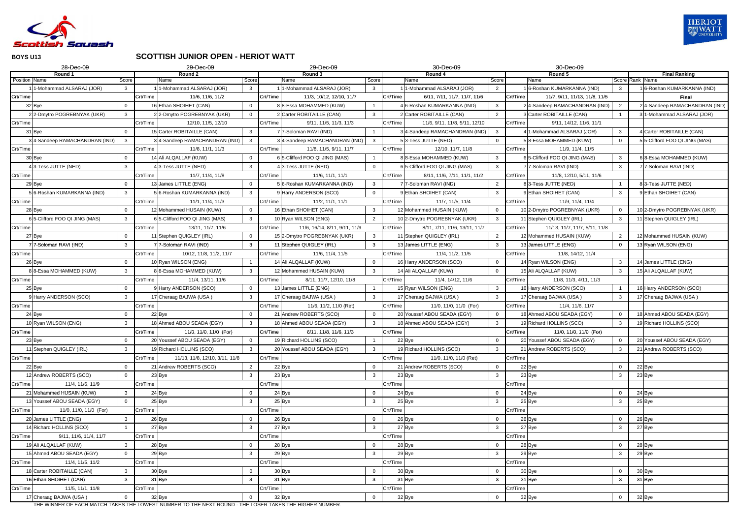**BOYS U13**

## SCOTTISH JUNIOR OPEN - HERIOT WATT

| 28-Dec-09 | | | 29-Dec-09 | | | 29-Dec-09 | | | 30-Dec-09 | | | 30-Dec-09 | | | | |
|---|---|---|---|---|---|---|---|---|---|---|---|---|---|---|---|---|
| Round 1 | | | Round 2 | | | Round 3 | | | Round 4 | | | Round 5 | | | Final Ranking | |
| Position | Name | Score | | Name | Score | | Name | Score | | Name | Score | | Name | Score | Rank | Name |
| 1 | 1-Mohammad ALSARAJ (JOR) | 3 | 1 | 1-Mohammad ALSARAJ (JOR) | 3 | 1 | 1-Mohammad ALSARAJ (JOR) | 3 | 1 | 1-Mohammad ALSARAJ (JOR) | 2 | 1 | 6-Roshan KUMARKANNA (IND) | 3 | 1 | 6-Roshan KUMARKANNA (IND) |
| Crt/Time | | | Crt/Time | 11/6, 11/6, 11/2 | | Crt/Time | 11/3, 10/12, 12/10, 11/7 | | Crt/Time | 6/11, 7/11, 11/7, 11/7, 11/6 | | Crt/Time | 11/7, 9/11, 11/13, 11/8, 11/5 | | | Final |
| 32 | Bye | 0 | 16 | Ethan SHOIHET (CAN) | 0 | 8 | 8-Essa MOHAMMED (KUW) | 1 | 4 | 6-Roshan KUMARKANNA (IND) | 3 | 2 | 4-Sandeep RAMACHANDRAN (IND) | 2 | 2 | 4-Sandeep RAMACHANDRAN (IND) |
| 2 | 2-Dmytro POGREBNYAK (UKR) | 3 | 2 | 2-Dmytro POGREBNYAK (UKR) | 0 | 2 | Carter ROBITAILLE (CAN) | 3 | 2 | Carter ROBITAILLE (CAN) | 2 | 3 | Carter ROBITAILLE (CAN) | 1 | 3 | 1-Mohammad ALSARAJ (JOR) |
| Crt/Time | | | Crt/Time | 12/10, 11/5, 12/10 | | Crt/Time | 9/11, 11/5, 11/3, 11/3 | | Crt/Time | 11/6, 9/11, 11/8, 5/11, 12/10 | | Crt/Time | 9/11, 14/12, 11/6, 11/1 | | | |
| 31 | Bye | 0 | 15 | Carter ROBITAILLE (CAN) | 3 | 7 | 7-Soloman RAVI (IND) | 1 | 3 | 4-Sandeep RAMACHANDRAN (IND) | 3 | 4 | 1-Mohammad ALSARAJ (JOR) | 3 | 4 | Carter ROBITAILLE (CAN) |
| 3 | 4-Sandeep RAMACHANDRAN (IND) | 3 | 3 | 4-Sandeep RAMACHANDRAN (IND) | 3 | 3 | 4-Sandeep RAMACHANDRAN (IND) | 3 | 5 | 3-Tess JUTTE (NED) | 0 | 5 | 8-Essa MOHAMMED (KUW) | 0 | 5 | 5-Clifford FOO QI JING (MAS) |
| Crt/Time | | | Crt/Time | 11/8, 11/1, 11/3 | | Crt/Time | 11/8, 11/5, 9/11, 11/7 | | Crt/Time | 12/10, 11/7, 11/8 | | Crt/Time | 11/9, 11/4, 11/5 | | | |
| 30 | Bye | 0 | 14 | Ali ALQALLAF (KUW) | 0 | 6 | 5-Clifford FOO QI JING (MAS) | 1 | 8 | 8-Essa MOHAMMED (KUW) | 3 | 6 | 5-Clifford FOO QI JING (MAS) | 3 | 6 | 8-Essa MOHAMMED (KUW) |
| 4 | 3-Tess JUTTE (NED) | 3 | 4 | 3-Tess JUTTE (NED) | 3 | 4 | 3-Tess JUTTE (NED) | 0 | 6 | 5-Clifford FOO QI JING (MAS) | 3 | 7 | 7-Soloman RAVI (IND) | 3 | 7 | 7-Soloman RAVI (IND) |
| Crt/Time | | | Crt/Time | 11/7, 11/4, 11/8 | | Crt/Time | 11/6, 11/1, 11/1 | | Crt/Time | 8/11, 11/6, 7/11, 11/1, 11/2 | | Crt/Time | 11/8, 12/10, 5/11, 11/6 | | | |
| 29 | Bye | 0 | 13 | James LITTLE (ENG) | 0 | 5 | 6-Roshan KUMARKANNA (IND) | 3 | 7 | 7-Soloman RAVI (IND) | 2 | 8 | 3-Tess JUTTE (NED) | 1 | 8 | 3-Tess JUTTE (NED) |
| 5 | 6-Roshan KUMARKANNA (IND) | 3 | 5 | 6-Roshan KUMARKANNA (IND) | 3 | 9 | Harry ANDERSON (SCO) | 0 | 9 | Ethan SHOIHET (CAN) | 3 | 9 | Ethan SHOIHET (CAN) | 3 | 9 | Ethan SHOIHET (CAN) |
| Crt/Time | | | Crt/Time | 11/1, 11/4, 11/3 | | Crt/Time | 11/2, 11/1, 11/1 | | Crt/Time | 11/7, 11/5, 11/4 | | Crt/Time | 11/9, 11/4, 11/4 | | | |
| 28 | Bye | 0 | 12 | Mohammed HUSAIN (KUW) | 0 | 16 | Ethan SHOIHET (CAN) | 3 | 12 | Mohammed HUSAIN (KUW) | 0 | 10 | 2-Dmytro POGREBNYAK (UKR) | 0 | 10 | 2-Dmytro POGREBNYAK (UKR) |
| 6 | 5-Clifford FOO QI JING (MAS) | 3 | 6 | 5-Clifford FOO QI JING (MAS) | 3 | 10 | Ryan WILSON (ENG) | 2 | 10 | 2-Dmytro POGREBNYAK (UKR) | 3 | 11 | Stephen QUIGLEY (IRL) | 3 | 11 | Stephen QUIGLEY (IRL) |
| Crt/Time | | | Crt/Time | 13/11, 11/7, 11/6 | | Crt/Time | 11/6, 16/14, 8/11, 9/11, 11/9 | | Crt/Time | 8/11, 7/11, 11/6, 13/11, 11/7 | | Crt/Time | 11/13, 11/7, 11/7, 5/11, 11/8 | | | |
| 27 | Bye | 0 | 11 | Stephen QUIGLEY (IRL) | 0 | 15 | 2-Dmytro POGREBNYAK (UKR) | 3 | 11 | Stephen QUIGLEY (IRL) | 2 | 12 | Mohammed HUSAIN (KUW) | 2 | 12 | Mohammed HUSAIN (KUW) |
| 7 | 7-Soloman RAVI (IND) | 3 | 7 | 7-Soloman RAVI (IND) | 3 | 11 | Stephen QUIGLEY (IRL) | 3 | 13 | James LITTLE (ENG) | 3 | 13 | James LITTLE (ENG) | 0 | 13 | Ryan WILSON (ENG) |
| Crt/Time | | | Crt/Time | 10/12, 11/8, 11/2, 11/7 | | Crt/Time | 11/6, 11/4, 11/5 | | Crt/Time | 11/4, 11/2, 11/5 | | Crt/Time | 11/8, 14/12, 11/4 | | | |
| 26 | Bye | 0 | 10 | Ryan WILSON (ENG) | 1 | 14 | Ali ALQALLAF (KUW) | 0 | 16 | Harry ANDERSON (SCO) | 0 | 14 | Ryan WILSON (ENG) | 3 | 14 | James LITTLE (ENG) |
| 8 | 8-Essa MOHAMMED (KUW) | 3 | 8 | 8-Essa MOHAMMED (KUW) | 3 | 12 | Mohammed HUSAIN (KUW) | 3 | 14 | Ali ALQALLAF (KUW) | 0 | 15 | Ali ALQALLAF (KUW) | 3 | 15 | Ali ALQALLAF (KUW) |
| Crt/Time | | | Crt/Time | 11/4, 13/11, 11/6 | | Crt/Time | 8/11, 11/7, 12/10, 11/8 | | Crt/Time | 11/4, 14/12, 11/6 | | Crt/Time | 11/8, 11/3, 4/11, 11/3 | | | |
| 25 | Bye | 0 | 9 | Harry ANDERSON (SCO) | 0 | 13 | James LITTLE (ENG) | 1 | 15 | Ryan WILSON (ENG) | 3 | 16 | Harry ANDERSON (SCO) | 1 | 16 | Harry ANDERSON (SCO) |
| 9 | Harry ANDERSON (SCO) | 3 | 17 | Cheraag BAJWA (USA ) | 3 | 17 | Cheraag BAJWA (USA ) | 3 | 17 | Cheraag BAJWA (USA ) | 3 | 17 | Cheraag BAJWA (USA ) | 3 | 17 | Cheraag BAJWA (USA ) |
| Crt/Time | | | Crt/Time | | | Crt/Time | 11/6, 11/2, 11/0 (Ret) | | Crt/Time | 11/0, 11/0, 11/0 (For) | | Crt/Time | 11/4, 11/6, 11/7 | | | |
| 24 | Bye | 0 | 22 | Bye | 0 | 21 | Andrew ROBERTS (SCO) | 0 | 20 | Youssef ABOU SEADA (EGY) | 0 | 18 | Ahmed ABOU SEADA (EGY) | 0 | 18 | Ahmed ABOU SEADA (EGY) |
| 10 | Ryan WILSON (ENG) | 3 | 18 | Ahmed ABOU SEADA (EGY) | 3 | 18 | Ahmed ABOU SEADA (EGY) | 3 | 18 | Ahmed ABOU SEADA (EGY) | 3 | 19 | Richard HOLLINS (SCO) | 3 | 19 | Richard HOLLINS (SCO) |
| Crt/Time | | | Crt/Time | 11/0, 11/0, 11/0 (For) | | Crt/Time | 6/11, 11/8, 11/6, 11/3 | | Crt/Time | | | Crt/Time | 11/0, 11/0, 11/0 (For) | | | |
| 23 | Bye | 0 | 20 | Youssef ABOU SEADA (EGY) | 0 | 19 | Richard HOLLINS (SCO) | 1 | 22 | Bye | 0 | 20 | Youssef ABOU SEADA (EGY) | 0 | 20 | Youssef ABOU SEADA (EGY) |
| 11 | Stephen QUIGLEY (IRL) | 3 | 19 | Richard HOLLINS (SCO) | 3 | 20 | Youssef ABOU SEADA (EGY) | 3 | 19 | Richard HOLLINS (SCO) | 3 | 21 | Andrew ROBERTS (SCO) | 3 | 21 | Andrew ROBERTS (SCO) |
| Crt/Time | | | Crt/Time | 11/13, 11/8, 12/10, 3/11, 11/8 | | Crt/Time | | | Crt/Time | 11/0, 11/0, 11/0 (Ret) | | Crt/Time | | | | |
| 22 | Bye | 0 | 21 | Andrew ROBERTS (SCO) | 2 | 22 | Bye | 0 | 21 | Andrew ROBERTS (SCO) | 0 | 22 | Bye | 0 | 22 | Bye |
| 12 | Andrew ROBERTS (SCO) | 0 | 23 | Bye | 3 | 23 | Bye | 3 | 23 | Bye | 3 | 23 | Bye | 3 | 23 | Bye |
| Crt/Time | 11/4, 11/6, 11/9 | | Crt/Time | | | Crt/Time | | | Crt/Time | | | Crt/Time | | | | |
| 21 | Mohammed HUSAIN (KUW) | 3 | 24 | Bye | 0 | 24 | Bye | 0 | 24 | Bye | 0 | 24 | Bye | 0 | 24 | Bye |
| 13 | Youssef ABOU SEADA (EGY) | 0 | 25 | Bye | 3 | 25 | Bye | 3 | 25 | Bye | 3 | 25 | Bye | 3 | 25 | Bye |
| Crt/Time | 11/0, 11/0, 11/0 (For) | | Crt/Time | | | Crt/Time | | | Crt/Time | | | Crt/Time | | | | |
| 20 | James LITTLE (ENG) | 3 | 26 | Bye | 0 | 26 | Bye | 0 | 26 | Bye | 0 | 26 | Bye | 0 | 26 | Bye |
| 14 | Richard HOLLINS (SCO) | 1 | 27 | Bye | 3 | 27 | Bye | 3 | 27 | Bye | 3 | 27 | Bye | 3 | 27 | Bye |
| Crt/Time | 9/11, 11/6, 11/4, 11/7 | | Crt/Time | | | Crt/Time | | | Crt/Time | | | Crt/Time | | | | |
| 19 | Ali ALQALLAF (KUW) | 3 | 28 | Bye | 0 | 28 | Bye | 0 | 28 | Bye | 0 | 28 | Bye | 0 | 28 | Bye |
| 15 | Ahmed ABOU SEADA (EGY) | 0 | 29 | Bye | 3 | 29 | Bye | 3 | 29 | Bye | 3 | 29 | Bye | 3 | 29 | Bye |
| Crt/Time | 11/4, 11/5, 11/2 | | Crt/Time | | | Crt/Time | | | Crt/Time | | | Crt/Time | | | | |
| 18 | Carter ROBITAILLE (CAN) | 3 | 30 | Bye | 0 | 30 | Bye | 0 | 30 | Bye | 0 | 30 | Bye | 0 | 30 | Bye |
| 16 | Ethan SHOIHET (CAN) | 3 | 31 | Bye | 3 | 31 | Bye | 3 | 31 | Bye | 3 | 31 | Bye | 3 | 31 | Bye |
| Crt/Time | 11/5, 11/1, 11/8 | | Crt/Time | | | Crt/Time | | | Crt/Time | | | Crt/Time | | | | |
| 17 | Cheraag BAJWA (USA ) | 0 | 32 | Bye | 0 | 32 | Bye | 0 | 32 | Bye | 0 | 32 | Bye | 0 | 32 | Bye |

THE WINNER OF EACH MATCH TAKES THE LOWEST NUMBER TO THE NEXT ROUND - THE LOSER TAKES THE HIGHER NUMBER.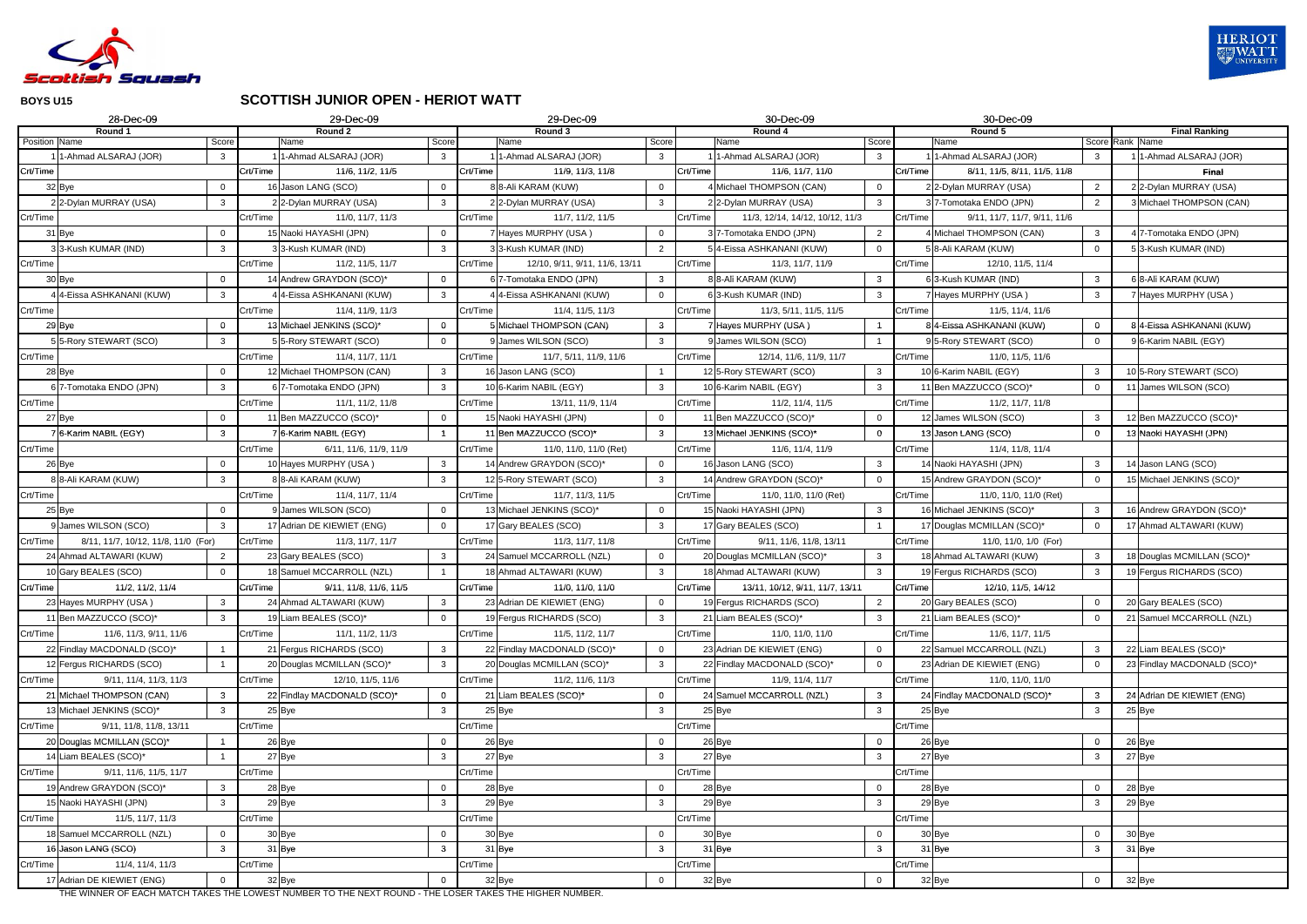**BOYS U15**

## SCOTTISH JUNIOR OPEN - HERIOT WATT

| 28-Dec-09 | | | 29-Dec-09 | | | 29-Dec-09 | | | 30-Dec-09 | | | 30-Dec-09 | | | | |
|---|---|---|---|---|---|---|---|---|---|---|---|---|---|---|---|---|
| Round 1 | | | Round 2 | | | Round 3 | | | Round 4 | | | Round 5 | | | Final Ranking | |
| Position | Name | Score | | Name | Score | | Name | Score | | Name | Score | | Name | Score | Rank | Name |
| 1 | 1-Ahmad ALSARAJ (JOR) | 3 | 1 | 1-Ahmad ALSARAJ (JOR) | 3 | 1 | 1-Ahmad ALSARAJ (JOR) | 3 | 1 | 1-Ahmad ALSARAJ (JOR) | 3 | 1 | 1-Ahmad ALSARAJ (JOR) | 3 | 1 | 1-Ahmad ALSARAJ (JOR) |
| Crt/Time | | | Crt/Time | 11/6, 11/2, 11/5 | | Crt/Time | 11/9, 11/3, 11/8 | | Crt/Time | 11/6, 11/7, 11/0 | | Crt/Time | 8/11, 11/5, 8/11, 11/5, 11/8 | | | **Final** |
| 32 | Bye | 0 | 16 | Jason LANG (SCO) | 0 | 8 | 8-Ali KARAM (KUW) | 0 | 4 | Michael THOMPSON (CAN) | 0 | 2 | 2-Dylan MURRAY (USA) | 2 | 2 | 2-Dylan MURRAY (USA) |
| 2 | 2-Dylan MURRAY (USA) | 3 | 2 | 2-Dylan MURRAY (USA) | 3 | 2 | 2-Dylan MURRAY (USA) | 3 | 2 | 2-Dylan MURRAY (USA) | 3 | 3 | 7-Tomotaka ENDO (JPN) | 2 | 3 | Michael THOMPSON (CAN) |
| Crt/Time | | | Crt/Time | 11/0, 11/7, 11/3 | | Crt/Time | 11/7, 11/2, 11/5 | | Crt/Time | 11/3, 12/14, 14/12, 10/12, 11/3 | | Crt/Time | 9/11, 11/7, 11/7, 9/11, 11/6 | | | |
| 31 | Bye | 0 | 15 | Naoki HAYASHI (JPN) | 0 | 7 | Hayes MURPHY (USA ) | 0 | 3 | 7-Tomotaka ENDO (JPN) | 2 | 4 | Michael THOMPSON (CAN) | 3 | 4 | 7-Tomotaka ENDO (JPN) |
| 3 | 3-Kush KUMAR (IND) | 3 | 3 | 3-Kush KUMAR (IND) | 3 | 3 | 3-Kush KUMAR (IND) | 2 | 5 | 4-Eissa ASHKANANI (KUW) | 0 | 5 | 8-Ali KARAM (KUW) | 0 | 5 | 3-Kush KUMAR (IND) |
| Crt/Time | | | Crt/Time | 11/2, 11/5, 11/7 | | Crt/Time | 12/10, 9/11, 9/11, 11/6, 13/11 | | Crt/Time | 11/3, 11/7, 11/9 | | Crt/Time | 12/10, 11/5, 11/4 | | | |
| 30 | Bye | 0 | 14 | Andrew GRAYDON (SCO)* | 0 | 6 | 7-Tomotaka ENDO (JPN) | 3 | 8 | 8-Ali KARAM (KUW) | 3 | 6 | 3-Kush KUMAR (IND) | 3 | 6 | 8-Ali KARAM (KUW) |
| 4 | 4-Eissa ASHKANANI (KUW) | 3 | 4 | 4-Eissa ASHKANANI (KUW) | 3 | 4 | 4-Eissa ASHKANANI (KUW) | 0 | 6 | 3-Kush KUMAR (IND) | 3 | 7 | Hayes MURPHY (USA ) | 3 | 7 | Hayes MURPHY (USA ) |
| Crt/Time | | | Crt/Time | 11/4, 11/9, 11/3 | | Crt/Time | 11/4, 11/5, 11/3 | | Crt/Time | 11/3, 5/11, 11/5, 11/5 | | Crt/Time | 11/5, 11/4, 11/6 | | | |
| 29 | Bye | 0 | 13 | Michael JENKINS (SCO)* | 0 | 5 | Michael THOMPSON (CAN) | 3 | 7 | Hayes MURPHY (USA ) | 1 | 8 | 4-Eissa ASHKANANI (KUW) | 0 | 8 | 4-Eissa ASHKANANI (KUW) |
| 5 | 5-Rory STEWART (SCO) | 3 | 5 | 5-Rory STEWART (SCO) | 0 | 9 | James WILSON (SCO) | 3 | 9 | James WILSON (SCO) | 1 | 9 | 5-Rory STEWART (SCO) | 0 | 9 | 6-Karim NABIL (EGY) |
| Crt/Time | | | Crt/Time | 11/4, 11/7, 11/1 | | Crt/Time | 11/7, 5/11, 11/9, 11/6 | | Crt/Time | 12/14, 11/6, 11/9, 11/7 | | Crt/Time | 11/0, 11/5, 11/6 | | | |
| 28 | Bye | 0 | 12 | Michael THOMPSON (CAN) | 3 | 16 | Jason LANG (SCO) | 1 | 12 | 5-Rory STEWART (SCO) | 3 | 10 | 6-Karim NABIL (EGY) | 3 | 10 | 5-Rory STEWART (SCO) |
| 6 | 7-Tomotaka ENDO (JPN) | 3 | 6 | 7-Tomotaka ENDO (JPN) | 3 | 10 | 6-Karim NABIL (EGY) | 3 | 10 | 6-Karim NABIL (EGY) | 3 | 11 | Ben MAZZUCCO (SCO)* | 0 | 11 | James WILSON (SCO) |
| Crt/Time | | | Crt/Time | 11/1, 11/2, 11/8 | | Crt/Time | 13/11, 11/9, 11/4 | | Crt/Time | 11/2, 11/4, 11/5 | | Crt/Time | 11/2, 11/7, 11/8 | | | |
| 27 | Bye | 0 | 11 | Ben MAZZUCCO (SCO)* | 0 | 15 | Naoki HAYASHI (JPN) | 0 | 11 | Ben MAZZUCCO (SCO)* | 0 | 12 | James WILSON (SCO) | 3 | 12 | Ben MAZZUCCO (SCO)* |
| 7 | 6-Karim NABIL (EGY) | 3 | 7 | 6-Karim NABIL (EGY) | 1 | 11 | Ben MAZZUCCO (SCO)* | 3 | 13 | Michael JENKINS (SCO)* | 0 | 13 | Jason LANG (SCO) | 0 | 13 | Naoki HAYASHI (JPN) |
| Crt/Time | | | Crt/Time | 6/11, 11/6, 11/9, 11/9 | | Crt/Time | 11/0, 11/0, 11/0 (Ret) | | Crt/Time | 11/6, 11/4, 11/9 | | Crt/Time | 11/4, 11/8, 11/4 | | | |
| 26 | Bye | 0 | 10 | Hayes MURPHY (USA ) | 3 | 14 | Andrew GRAYDON (SCO)* | 0 | 16 | Jason LANG (SCO) | 3 | 14 | Naoki HAYASHI (JPN) | 3 | 14 | Jason LANG (SCO) |
| 8 | 8-Ali KARAM (KUW) | 3 | 8 | 8-Ali KARAM (KUW) | 3 | 12 | 5-Rory STEWART (SCO) | 3 | 14 | Andrew GRAYDON (SCO)* | 0 | 15 | Andrew GRAYDON (SCO)* | 0 | 15 | Michael JENKINS (SCO)* |
| Crt/Time | | | Crt/Time | 11/4, 11/7, 11/4 | | Crt/Time | 11/7, 11/3, 11/5 | | Crt/Time | 11/0, 11/0, 11/0 (Ret) | | Crt/Time | 11/0, 11/0, 11/0 (Ret) | | | |
| 25 | Bye | 0 | 9 | James WILSON (SCO) | 0 | 13 | Michael JENKINS (SCO)* | 0 | 15 | Naoki HAYASHI (JPN) | 3 | 16 | Michael JENKINS (SCO)* | 3 | 16 | Andrew GRAYDON (SCO)* |
| 9 | James WILSON (SCO) | 3 | 17 | Adrian DE KIEWIET (ENG) | 0 | 17 | Gary BEALES (SCO) | 3 | 17 | Gary BEALES (SCO) | 1 | 17 | Douglas MCMILLAN (SCO)* | 0 | 17 | Ahmad ALTAWARI (KUW) |
| Crt/Time | 8/11, 11/7, 10/12, 11/8, 11/0 (For) | | Crt/Time | 11/3, 11/7, 11/7 | | Crt/Time | 11/3, 11/7, 11/8 | | Crt/Time | 9/11, 11/6, 11/8, 13/11 | | Crt/Time | 11/0, 11/0, 1/0 (For) | | | |
| 24 | Ahmad ALTAWARI (KUW) | 2 | 23 | Gary BEALES (SCO) | 3 | 24 | Samuel MCCARROLL (NZL) | 0 | 20 | Douglas MCMILLAN (SCO)* | 3 | 18 | Ahmad ALTAWARI (KUW) | 3 | 18 | Douglas MCMILLAN (SCO)* |
| 10 | Gary BEALES (SCO) | 0 | 18 | Samuel MCCARROLL (NZL) | 1 | 18 | Ahmad ALTAWARI (KUW) | 3 | 18 | Ahmad ALTAWARI (KUW) | 3 | 19 | Fergus RICHARDS (SCO) | 3 | 19 | Fergus RICHARDS (SCO) |
| Crt/Time | 11/2, 11/2, 11/4 | | Crt/Time | 9/11, 11/8, 11/6, 11/5 | | Crt/Time | 11/0, 11/0, 11/0 | | Crt/Time | 13/11, 10/12, 9/11, 11/7, 13/11 | | Crt/Time | 12/10, 11/5, 14/12 | | | |
| 23 | Hayes MURPHY (USA ) | 3 | 24 | Ahmad ALTAWARI (KUW) | 3 | 23 | Adrian DE KIEWIET (ENG) | 0 | 19 | Fergus RICHARDS (SCO) | 2 | 20 | Gary BEALES (SCO) | 0 | 20 | Gary BEALES (SCO) |
| 11 | Ben MAZZUCCO (SCO)* | 3 | 19 | Liam BEALES (SCO)* | 0 | 19 | Fergus RICHARDS (SCO) | 3 | 21 | Liam BEALES (SCO)* | 3 | 21 | Liam BEALES (SCO)* | 0 | 21 | Samuel MCCARROLL (NZL) |
| Crt/Time | 11/6, 11/3, 9/11, 11/6 | | Crt/Time | 11/1, 11/2, 11/3 | | Crt/Time | 11/5, 11/2, 11/7 | | Crt/Time | 11/0, 11/0, 11/0 | | Crt/Time | 11/6, 11/7, 11/5 | | | |
| 22 | Findlay MACDONALD (SCO)* | 1 | 21 | Fergus RICHARDS (SCO) | 3 | 22 | Findlay MACDONALD (SCO)* | 0 | 23 | Adrian DE KIEWIET (ENG) | 0 | 22 | Samuel MCCARROLL (NZL) | 3 | 22 | Liam BEALES (SCO)* |
| 12 | Fergus RICHARDS (SCO) | 1 | 20 | Douglas MCMILLAN (SCO)* | 3 | 20 | Douglas MCMILLAN (SCO)* | 3 | 22 | Findlay MACDONALD (SCO)* | 0 | 23 | Adrian DE KIEWIET (ENG) | 0 | 23 | Findlay MACDONALD (SCO)* |
| Crt/Time | 9/11, 11/4, 11/3, 11/3 | | Crt/Time | 12/10, 11/5, 11/6 | | Crt/Time | 11/2, 11/6, 11/3 | | Crt/Time | 11/9, 11/4, 11/7 | | Crt/Time | 11/0, 11/0, 11/0 | | | |
| 21 | Michael THOMPSON (CAN) | 3 | 22 | Findlay MACDONALD (SCO)* | 0 | 21 | Liam BEALES (SCO)* | 0 | 24 | Samuel MCCARROLL (NZL) | 3 | 24 | Findlay MACDONALD (SCO)* | 3 | 24 | Adrian DE KIEWIET (ENG) |
| 13 | Michael JENKINS (SCO)* | 3 | 25 | Bye | 3 | 25 | Bye | 3 | 25 | Bye | 3 | 25 | Bye | 3 | 25 | Bye |
| Crt/Time | 9/11, 11/8, 11/8, 13/11 | | Crt/Time | | | Crt/Time | | | Crt/Time | | | Crt/Time | | | | |
| 20 | Douglas MCMILLAN (SCO)* | 1 | 26 | Bye | 0 | 26 | Bye | 0 | 26 | Bye | 0 | 26 | Bye | 0 | 26 | Bye |
| 14 | Liam BEALES (SCO)* | 1 | 27 | Bye | 3 | 27 | Bye | 3 | 27 | Bye | 3 | 27 | Bye | 3 | 27 | Bye |
| Crt/Time | 9/11, 11/6, 11/5, 11/7 | | Crt/Time | | | Crt/Time | | | Crt/Time | | | Crt/Time | | | | |
| 19 | Andrew GRAYDON (SCO)* | 3 | 28 | Bye | 0 | 28 | Bye | 0 | 28 | Bye | 0 | 28 | Bye | 0 | 28 | Bye |
| 15 | Naoki HAYASHI (JPN) | 3 | 29 | Bye | 3 | 29 | Bye | 3 | 29 | Bye | 3 | 29 | Bye | 3 | 29 | Bye |
| Crt/Time | 11/5, 11/7, 11/3 | | Crt/Time | | | Crt/Time | | | Crt/Time | | | Crt/Time | | | | |
| 18 | Samuel MCCARROLL (NZL) | 0 | 30 | Bye | 0 | 30 | Bye | 0 | 30 | Bye | 0 | 30 | Bye | 0 | 30 | Bye |
| 16 | Jason LANG (SCO) | 3 | 31 | Bye | 3 | 31 | Bye | 3 | 31 | Bye | 3 | 31 | Bye | 3 | 31 | Bye |
| Crt/Time | 11/4, 11/4, 11/3 | | Crt/Time | | | Crt/Time | | | Crt/Time | | | Crt/Time | | | | |
| 17 | Adrian DE KIEWIET (ENG) | 0 | 32 | Bye | 0 | 32 | Bye | 0 | 32 | Bye | 0 | 32 | Bye | 0 | 32 | Bye |

THE WINNER OF EACH MATCH TAKES THE LOWEST NUMBER TO THE NEXT ROUND - THE LOSER TAKES THE HIGHER NUMBER.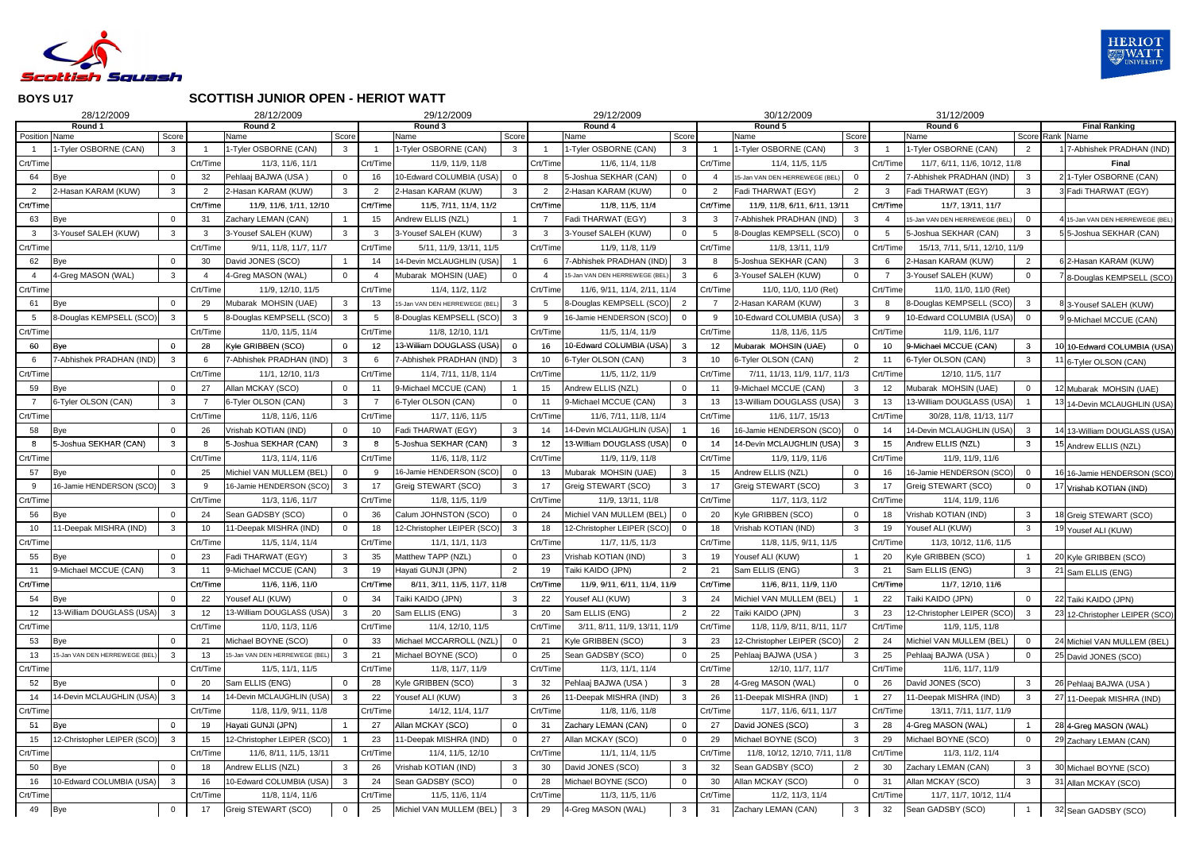**BOYS U17**

# SCOTTISH JUNIOR OPEN - HERIOT WATT

| 28/12/2009 | | | 28/12/2009 | | | 29/12/2009 | | | 29/12/2009 | | | 30/12/2009 | | | 31/12/2009 | | | | |
|---|---|---|---|---|---|---|---|---|---|---|---|---|---|---|---|---|---|---|---|
| Round 1 | | | Round 2 | | | Round 3 | | | Round 4 | | | Round 5 | | | Round 6 | | | Final Ranking | |
| Position | Name | Score | | Name | Score | | Name | Score | | Name | Score | | Name | Score | | Name | Score | Rank | Name |
| 1 | 1-Tyler OSBORNE (CAN) | 3 | 1 | 1-Tyler OSBORNE (CAN) | 3 | 1 | 1-Tyler OSBORNE (CAN) | 3 | 1 | 1-Tyler OSBORNE (CAN) | 3 | 1 | 1-Tyler OSBORNE (CAN) | 3 | 1 | 1-Tyler OSBORNE (CAN) | 2 | 1 | 7-Abhishek PRADHAN (IND) |
| Crt/Time | | | Crt/Time | 11/3, 11/6, 11/1 | | Crt/Time | 11/9, 11/9, 11/8 | | Crt/Time | 11/6, 11/4, 11/8 | | Crt/Time | 11/4, 11/5, 11/5 | | Crt/Time | 11/7, 6/11, 11/6, 10/12, 11/8 | | | Final |
| 64 | Bye | 0 | 32 | Pehlaaj BAJWA (USA ) | 0 | 16 | 10-Edward COLUMBIA (USA) | 0 | 8 | 5-Joshua SEKHAR (CAN) | 0 | 4 | 15-Jan VAN DEN HERREWEGE (BEL) | 0 | 2 | 7-Abhishek PRADHAN (IND) | 3 | 2 | 1-Tyler OSBORNE (CAN) |
| 2 | 2-Hasan KARAM (KUW) | 3 | 2 | 2-Hasan KARAM (KUW) | 3 | 2 | 2-Hasan KARAM (KUW) | 3 | 2 | 2-Hasan KARAM (KUW) | 0 | 2 | Fadi THARWAT (EGY) | 2 | 3 | Fadi THARWAT (EGY) | 3 | 3 | Fadi THARWAT (EGY) |
| Crt/Time | | | Crt/Time | 11/9, 11/6, 1/11, 12/10 | | Crt/Time | 11/5, 7/11, 11/4, 11/2 | | Crt/Time | 11/8, 11/5, 11/4 | | Crt/Time | 11/9, 11/8, 6/11, 6/11, 13/11 | | Crt/Time | 11/7, 13/11, 11/7 | | | |
| 63 | Bye | 0 | 31 | Zachary LEMAN (CAN) | 1 | 15 | Andrew ELLIS (NZL) | 1 | 7 | Fadi THARWAT (EGY) | 3 | 3 | 7-Abhishek PRADHAN (IND) | 3 | 4 | 15-Jan VAN DEN HERREWEGE (BEL) | 0 | 4 | 15-Jan VAN DEN HERREWEGE (BEL) |
| 3 | 3-Yousef SALEH (KUW) | 3 | 3 | 3-Yousef SALEH (KUW) | 3 | 3 | 3-Yousef SALEH (KUW) | 3 | 3 | 3-Yousef SALEH (KUW) | 0 | 5 | 8-Douglas KEMPSELL (SCO) | 0 | 5 | 5-Joshua SEKHAR (CAN) | 3 | 5 | 5-Joshua SEKHAR (CAN) |
| Crt/Time | | | Crt/Time | 9/11, 11/8, 11/7, 11/7 | | Crt/Time | 5/11, 11/9, 13/11, 11/5 | | Crt/Time | 11/9, 11/8, 11/9 | | Crt/Time | 11/8, 13/11, 11/9 | | Crt/Time | 15/13, 7/11, 5/11, 12/10, 11/9 | | | |
| 62 | Bye | 0 | 30 | David JONES (SCO) | 1 | 14 | 14-Devin MCLAUGHLIN (USA) | 1 | 6 | 7-Abhishek PRADHAN (IND) | 3 | 8 | 5-Joshua SEKHAR (CAN) | 3 | 6 | 2-Hasan KARAM (KUW) | 2 | 6 | 2-Hasan KARAM (KUW) |
| 4 | 4-Greg MASON (WAL) | 3 | 4 | 4-Greg MASON (WAL) | 0 | 4 | Mubarak MOHSIN (UAE) | 0 | 4 | 15-Jan VAN DEN HERREWEGE (BEL) | 3 | 6 | 3-Yousef SALEH (KUW) | 0 | 7 | 3-Yousef SALEH (KUW) | 0 | 7 | 8-Douglas KEMPSELL (SCO) |
| Crt/Time | | | Crt/Time | 11/9, 12/10, 11/5 | | Crt/Time | 11/4, 11/2, 11/2 | | Crt/Time | 11/6, 9/11, 11/4, 2/11, 11/4 | | Crt/Time | 11/0, 11/0, 11/0 (Ret) | | Crt/Time | 11/0, 11/0, 11/0 (Ret) | | | |
| 61 | Bye | 0 | 29 | Mubarak MOHSIN (UAE) | 3 | 13 | 15-Jan VAN DEN HERREWEGE (BEL) | 3 | 5 | 8-Douglas KEMPSELL (SCO) | 2 | 7 | 2-Hasan KARAM (KUW) | 3 | 8 | 8-Douglas KEMPSELL (SCO) | 3 | 8 | 3-Yousef SALEH (KUW) |
| 5 | 8-Douglas KEMPSELL (SCO) | 3 | 5 | 8-Douglas KEMPSELL (SCO) | 3 | 5 | 8-Douglas KEMPSELL (SCO) | 3 | 9 | 16-Jamie HENDERSON (SCO) | 0 | 9 | 10-Edward COLUMBIA (USA) | 3 | 9 | 10-Edward COLUMBIA (USA) | 0 | 9 | 9-Michael MCCUE (CAN) |
| Crt/Time | | | Crt/Time | 11/0, 11/5, 11/4 | | Crt/Time | 11/8, 12/10, 11/1 | | Crt/Time | 11/5, 11/4, 11/9 | | Crt/Time | 11/8, 11/6, 11/5 | | Crt/Time | 11/9, 11/6, 11/7 | | | |
| 60 | Bye | 0 | 28 | Kyle GRIBBEN (SCO) | 0 | 12 | 13-William DOUGLASS (USA) | 0 | 16 | 10-Edward COLUMBIA (USA) | 3 | 12 | Mubarak MOHSIN (UAE) | 0 | 10 | 9-Michael MCCUE (CAN) | 3 | 10 | 10-Edward COLUMBIA (USA) |
| 6 | 7-Abhishek PRADHAN (IND) | 3 | 6 | 7-Abhishek PRADHAN (IND) | 3 | 6 | 7-Abhishek PRADHAN (IND) | 3 | 10 | 6-Tyler OLSON (CAN) | 3 | 10 | 6-Tyler OLSON (CAN) | 2 | 11 | 6-Tyler OLSON (CAN) | 3 | 11 | 6-Tyler OLSON (CAN) |
| Crt/Time | | | Crt/Time | 11/1, 12/10, 11/3 | | Crt/Time | 11/4, 7/11, 11/8, 11/4 | | Crt/Time | 11/5, 11/2, 11/9 | | Crt/Time | 7/11, 11/13, 11/9, 11/7, 11/3 | | Crt/Time | 12/10, 11/5, 11/7 | | | |
| 59 | Bye | 0 | 27 | Allan MCKAY (SCO) | 0 | 11 | 9-Michael MCCUE (CAN) | 1 | 15 | Andrew ELLIS (NZL) | 0 | 11 | 9-Michael MCCUE (CAN) | 3 | 12 | Mubarak MOHSIN (UAE) | 0 | 12 | Mubarak MOHSIN (UAE) |
| 7 | 6-Tyler OLSON (CAN) | 3 | 7 | 6-Tyler OLSON (CAN) | 3 | 7 | 6-Tyler OLSON (CAN) | 0 | 11 | 9-Michael MCCUE (CAN) | 3 | 13 | 13-William DOUGLASS (USA) | 3 | 13 | 13-William DOUGLASS (USA) | 1 | 13 | 14-Devin MCLAUGHLIN (USA) |
| Crt/Time | | | Crt/Time | 11/8, 11/6, 11/6 | | Crt/Time | 11/7, 11/6, 11/5 | | Crt/Time | 11/6, 7/11, 11/8, 11/4 | | Crt/Time | 11/6, 11/7, 15/13 | | Crt/Time | 30/28, 11/8, 11/13, 11/7 | | | |
| 58 | Bye | 0 | 26 | Vrishab KOTIAN (IND) | 0 | 10 | Fadi THARWAT (EGY) | 3 | 14 | 14-Devin MCLAUGHLIN (USA) | 1 | 16 | 16-Jamie HENDERSON (SCO) | 0 | 14 | 14-Devin MCLAUGHLIN (USA) | 3 | 14 | 13-William DOUGLASS (USA) |
| 8 | 5-Joshua SEKHAR (CAN) | 3 | 8 | 5-Joshua SEKHAR (CAN) | 3 | 8 | 5-Joshua SEKHAR (CAN) | 3 | 12 | 13-William DOUGLASS (USA) | 0 | 14 | 14-Devin MCLAUGHLIN (USA) | 3 | 15 | Andrew ELLIS (NZL) | 3 | 15 | Andrew ELLIS (NZL) |
| Crt/Time | | | Crt/Time | 11/3, 11/4, 11/6 | | Crt/Time | 11/6, 11/8, 11/2 | | Crt/Time | 11/9, 11/9, 11/8 | | Crt/Time | 11/9, 11/9, 11/6 | | Crt/Time | 11/9, 11/9, 11/6 | | | |
| 57 | Bye | 0 | 25 | Michiel VAN MULLEM (BEL) | 0 | 9 | 16-Jamie HENDERSON (SCO) | 0 | 13 | Mubarak MOHSIN (UAE) | 3 | 15 | Andrew ELLIS (NZL) | 0 | 16 | 16-Jamie HENDERSON (SCO) | 0 | 16 | 16-Jamie HENDERSON (SCO) |
| 9 | 16-Jamie HENDERSON (SCO) | 3 | 9 | 16-Jamie HENDERSON (SCO) | 3 | 17 | Greig STEWART (SCO) | 3 | 17 | Greig STEWART (SCO) | 3 | 17 | Greig STEWART (SCO) | 3 | 17 | Greig STEWART (SCO) | 0 | 17 | Vrishab KOTIAN (IND) |
| Crt/Time | | | Crt/Time | 11/3, 11/6, 11/7 | | Crt/Time | 11/8, 11/5, 11/9 | | Crt/Time | 11/9, 13/11, 11/8 | | Crt/Time | 11/7, 11/3, 11/2 | | Crt/Time | 11/4, 11/9, 11/6 | | | |
| 56 | Bye | 0 | 24 | Sean GADSBY (SCO) | 0 | 36 | Calum JOHNSTON (SCO) | 0 | 24 | Michiel VAN MULLEM (BEL) | 0 | 20 | Kyle GRIBBEN (SCO) | 0 | 18 | Vrishab KOTIAN (IND) | 3 | 18 | Greig STEWART (SCO) |
| 10 | 11-Deepak MISHRA (IND) | 3 | 10 | 11-Deepak MISHRA (IND) | 0 | 18 | 12-Christopher LEIPER (SCO) | 3 | 18 | 12-Christopher LEIPER (SCO) | 0 | 18 | Vrishab KOTIAN (IND) | 3 | 19 | Yousef ALI (KUW) | 3 | 19 | Yousef ALI (KUW) |
| Crt/Time | | | Crt/Time | 11/5, 11/4, 11/4 | | Crt/Time | 11/1, 11/1, 11/3 | | Crt/Time | 11/7, 11/5, 11/3 | | Crt/Time | 11/8, 11/5, 9/11, 11/5 | | Crt/Time | 11/3, 10/12, 11/6, 11/5 | | | |
| 55 | Bye | 0 | 23 | Fadi THARWAT (EGY) | 3 | 35 | Matthew TAPP (NZL) | 0 | 23 | Vrishab KOTIAN (IND) | 3 | 19 | Yousef ALI (KUW) | 1 | 20 | Kyle GRIBBEN (SCO) | 1 | 20 | Kyle GRIBBEN (SCO) |
| 11 | 9-Michael MCCUE (CAN) | 3 | 11 | 9-Michael MCCUE (CAN) | 3 | 19 | Hayati GUNJI (JPN) | 2 | 19 | Taiki KAIDO (JPN) | 2 | 21 | Sam ELLIS (ENG) | 3 | 21 | Sam ELLIS (ENG) | 3 | 21 | Sam ELLIS (ENG) |
| Crt/Time | | | Crt/Time | 11/6, 11/6, 11/0 | | Crt/Time | 8/11, 3/11, 11/5, 11/7, 11/8 | | Crt/Time | 11/9, 9/11, 6/11, 11/4, 11/9 | | Crt/Time | 11/6, 8/11, 11/9, 11/0 | | Crt/Time | 11/7, 12/10, 11/6 | | | |
| 54 | Bye | 0 | 22 | Yousef ALI (KUW) | 0 | 34 | Taiki KAIDO (JPN) | 3 | 22 | Yousef ALI (KUW) | 3 | 24 | Michiel VAN MULLEM (BEL) | 1 | 22 | Taiki KAIDO (JPN) | 0 | 22 | Taiki KAIDO (JPN) |
| 12 | 13-William DOUGLASS (USA) | 3 | 12 | 13-William DOUGLASS (USA) | 3 | 20 | Sam ELLIS (ENG) | 3 | 20 | Sam ELLIS (ENG) | 2 | 22 | Taiki KAIDO (JPN) | 3 | 23 | 12-Christopher LEIPER (SCO) | 3 | 23 | 12-Christopher LEIPER (SCO) |
| Crt/Time | | | Crt/Time | 11/0, 11/3, 11/6 | | Crt/Time | 11/4, 12/10, 11/5 | | Crt/Time | 3/11, 8/11, 11/9, 13/11, 11/9 | | Crt/Time | 11/8, 11/9, 8/11, 11/7 | | Crt/Time | 11/9, 11/5, 11/8 | | | |
| 53 | Bye | 0 | 21 | Michael BOYNE (SCO) | 0 | 33 | Michael MCCARROLL (NZL) | 0 | 21 | Kyle GRIBBEN (SCO) | 3 | 23 | 12-Christopher LEIPER (SCO) | 2 | 24 | Michiel VAN MULLEM (BEL) | 0 | 24 | Michiel VAN MULLEM (BEL) |
| 13 | 15-Jan VAN DEN HERREWEGE (BEL) | 3 | 13 | 15-Jan VAN DEN HERREWEGE (BEL) | 3 | 21 | Michael BOYNE (SCO) | 0 | 25 | Sean GADSBY (SCO) | 0 | 25 | Pehlaaj BAJWA (USA ) | 3 | 25 | Pehlaaj BAJWA (USA ) | 0 | 25 | David JONES (SCO) |
| Crt/Time | | | Crt/Time | 11/5, 11/1, 11/5 | | Crt/Time | 11/8, 11/7, 11/9 | | Crt/Time | 11/3, 11/1, 11/4 | | Crt/Time | 12/10, 11/7, 11/7 | | Crt/Time | 11/6, 11/7, 11/9 | | | |
| 52 | Bye | 0 | 20 | Sam ELLIS (ENG) | 0 | 28 | Kyle GRIBBEN (SCO) | 3 | 32 | Pehlaaj BAJWA (USA ) | 3 | 28 | 4-Greg MASON (WAL) | 0 | 26 | David JONES (SCO) | 3 | 26 | Pehlaaj BAJWA (USA ) |
| 14 | 14-Devin MCLAUGHLIN (USA) | 3 | 14 | 14-Devin MCLAUGHLIN (USA) | 3 | 22 | Yousef ALI (KUW) | 3 | 26 | 11-Deepak MISHRA (IND) | 3 | 26 | 11-Deepak MISHRA (IND) | 1 | 27 | 11-Deepak MISHRA (IND) | 3 | 27 | 11-Deepak MISHRA (IND) |
| Crt/Time | | | Crt/Time | 11/8, 11/9, 9/11, 11/8 | | Crt/Time | 14/12, 11/4, 11/7 | | Crt/Time | 11/8, 11/6, 11/8 | | Crt/Time | 11/7, 11/6, 6/11, 11/7 | | Crt/Time | 13/11, 7/11, 11/7, 11/9 | | | |
| 51 | Bye | 0 | 19 | Hayati GUNJI (JPN) | 1 | 27 | Allan MCKAY (SCO) | 0 | 31 | Zachary LEMAN (CAN) | 0 | 27 | David JONES (SCO) | 3 | 28 | 4-Greg MASON (WAL) | 1 | 28 | 4-Greg MASON (WAL) |
| 15 | 12-Christopher LEIPER (SCO) | 3 | 15 | 12-Christopher LEIPER (SCO) | 1 | 23 | 11-Deepak MISHRA (IND) | 0 | 27 | Allan MCKAY (SCO) | 0 | 29 | Michael BOYNE (SCO) | 3 | 29 | Michael BOYNE (SCO) | 0 | 29 | Zachary LEMAN (CAN) |
| Crt/Time | | | Crt/Time | 11/6, 8/11, 11/5, 13/11 | | Crt/Time | 11/4, 11/5, 12/10 | | Crt/Time | 11/1, 11/4, 11/5 | | Crt/Time | 11/8, 10/12, 12/10, 7/11, 11/8 | | Crt/Time | 11/3, 11/2, 11/4 | | | |
| 50 | Bye | 0 | 18 | Andrew ELLIS (NZL) | 3 | 26 | Vrishab KOTIAN (IND) | 3 | 30 | David JONES (SCO) | 3 | 32 | Sean GADSBY (SCO) | 2 | 30 | Zachary LEMAN (CAN) | 3 | 30 | Michael BOYNE (SCO) |
| 16 | 10-Edward COLUMBIA (USA) | 3 | 16 | 10-Edward COLUMBIA (USA) | 3 | 24 | Sean GADSBY (SCO) | 0 | 28 | Michael BOYNE (SCO) | 0 | 30 | Allan MCKAY (SCO) | 0 | 31 | Allan MCKAY (SCO) | 3 | 31 | Allan MCKAY (SCO) |
| Crt/Time | | | Crt/Time | 11/8, 11/4, 11/6 | | Crt/Time | 11/5, 11/6, 11/4 | | Crt/Time | 11/3, 11/5, 11/6 | | Crt/Time | 11/2, 11/3, 11/4 | | Crt/Time | 11/7, 11/7, 10/12, 11/4 | | | |
| 49 | Bye | 0 | 17 | Greig STEWART (SCO) | 0 | 25 | Michiel VAN MULLEM (BEL) | 3 | 29 | 4-Greg MASON (WAL) | 3 | 31 | Zachary LEMAN (CAN) | 3 | 32 | Sean GADSBY (SCO) | 1 | 32 | Sean GADSBY (SCO) |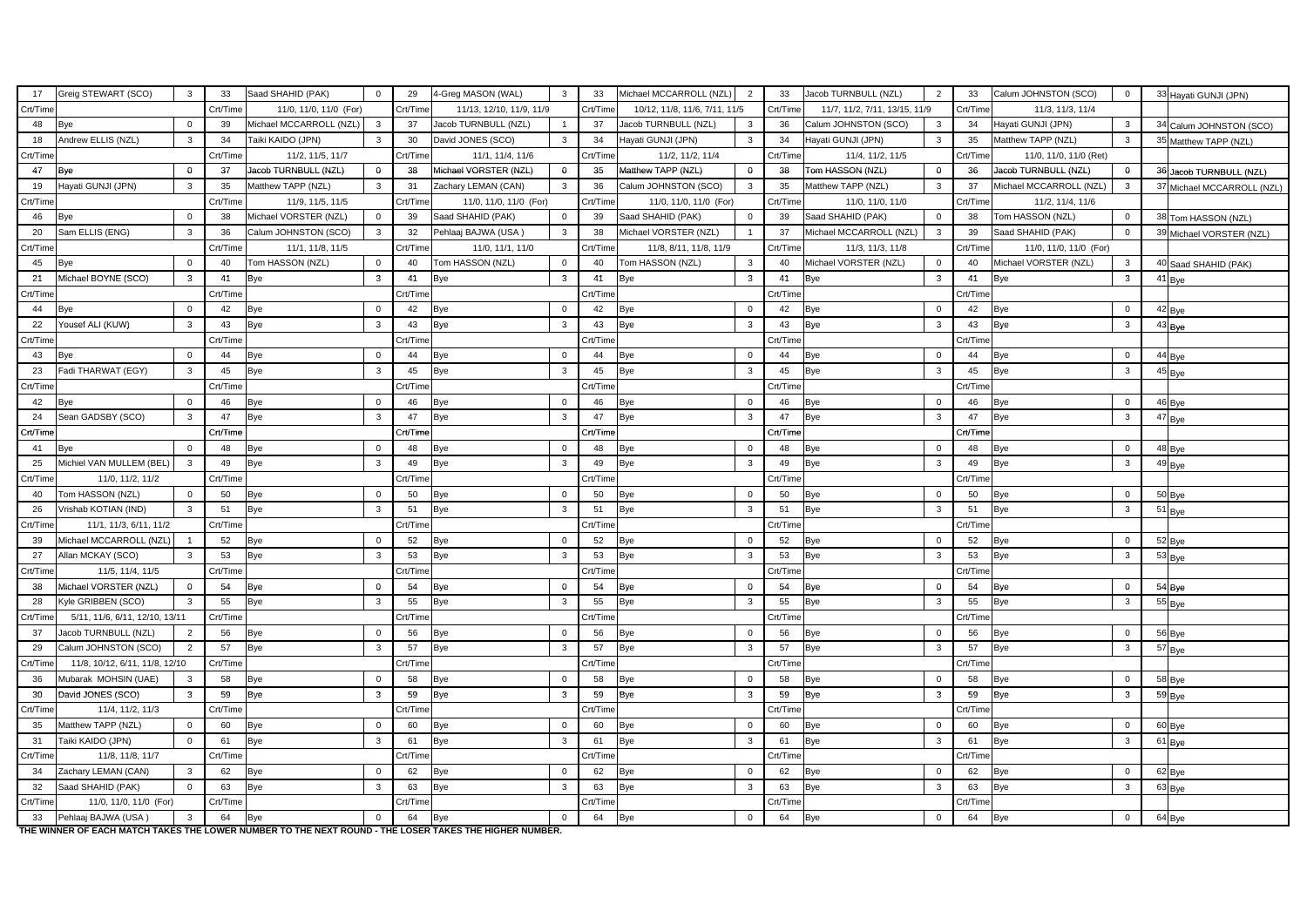| | | | | | | | | | | | | | | | | | | | | | |
|---|---|---|---|---|---|---|---|---|---|---|---|---|---|---|---|---|---|---|---|---|---|
| 17 | Greig STEWART (SCO) | 3 | 33 | Saad SHAHID (PAK) | 0 | 29 | 4-Greg MASON (WAL) | 3 | 33 | Michael MCCARROLL (NZL) | 2 | 33 | Jacob TURNBULL (NZL) | 2 | 33 | Calum JOHNSTON (SCO) | 0 | 33 | Hayati GUNJI (JPN) |
| Crt/Time | | | Crt/Time | 11/0, 11/0, 11/0 (For) | | Crt/Time | 11/13, 12/10, 11/9, 11/9 | | Crt/Time | 10/12, 11/8, 11/6, 7/11, 11/5 | | Crt/Time | 11/7, 11/2, 7/11, 13/15, 11/9 | | Crt/Time | 11/3, 11/3, 11/4 | | | |
| 48 | Bye | 0 | 39 | Michael MCCARROLL (NZL) | 3 | 37 | Jacob TURNBULL (NZL) | 1 | 37 | Jacob TURNBULL (NZL) | 3 | 36 | Calum JOHNSTON (SCO) | 3 | 34 | Hayati GUNJI (JPN) | 3 | 34 | Calum JOHNSTON (SCO) |
| 18 | Andrew ELLIS (NZL) | 3 | 34 | Taiki KAIDO (JPN) | 3 | 30 | David JONES (SCO) | 3 | 34 | Hayati GUNJI (JPN) | 3 | 34 | Hayati GUNJI (JPN) | 3 | 35 | Matthew TAPP (NZL) | 3 | 35 | Matthew TAPP (NZL) |
| Crt/Time | | | Crt/Time | 11/2, 11/5, 11/7 | | Crt/Time | 11/1, 11/4, 11/6 | | Crt/Time | 11/2, 11/2, 11/4 | | Crt/Time | 11/4, 11/2, 11/5 | | Crt/Time | 11/0, 11/0, 11/0 (Ret) | | | |
| 47 | Bye | 0 | 37 | Jacob TURNBULL (NZL) | 0 | 38 | Michael VORSTER (NZL) | 0 | 35 | Matthew TAPP (NZL) | 0 | 38 | Tom HASSON (NZL) | 0 | 36 | Jacob TURNBULL (NZL) | 0 | 36 | Jacob TURNBULL (NZL) |
| 19 | Hayati GUNJI (JPN) | 3 | 35 | Matthew TAPP (NZL) | 3 | 31 | Zachary LEMAN (CAN) | 3 | 36 | Calum JOHNSTON (SCO) | 3 | 35 | Matthew TAPP (NZL) | 3 | 37 | Michael MCCARROLL (NZL) | 3 | 37 | Michael MCCARROLL (NZL) |
| Crt/Time | | | Crt/Time | 11/9, 11/5, 11/5 | | Crt/Time | 11/0, 11/0, 11/0 (For) | | Crt/Time | 11/0, 11/0, 11/0 (For) | | Crt/Time | 11/0, 11/0, 11/0 | | Crt/Time | 11/2, 11/4, 11/6 | | | |
| 46 | Bye | 0 | 38 | Michael VORSTER (NZL) | 0 | 39 | Saad SHAHID (PAK) | 0 | 39 | Saad SHAHID (PAK) | 0 | 39 | Saad SHAHID (PAK) | 0 | 38 | Tom HASSON (NZL) | 0 | 38 | Tom HASSON (NZL) |
| 20 | Sam ELLIS (ENG) | 3 | 36 | Calum JOHNSTON (SCO) | 3 | 32 | Pehlaaj BAJWA (USA ) | 3 | 38 | Michael VORSTER (NZL) | 1 | 37 | Michael MCCARROLL (NZL) | 3 | 39 | Saad SHAHID (PAK) | 0 | 39 | Michael VORSTER (NZL) |
| Crt/Time | | | Crt/Time | 11/1, 11/8, 11/5 | | Crt/Time | 11/0, 11/1, 11/0 | | Crt/Time | 11/8, 8/11, 11/8, 11/9 | | Crt/Time | 11/3, 11/3, 11/8 | | Crt/Time | 11/0, 11/0, 11/0 (For) | | | |
| 45 | Bye | 0 | 40 | Tom HASSON (NZL) | 0 | 40 | Tom HASSON (NZL) | 0 | 40 | Tom HASSON (NZL) | 3 | 40 | Michael VORSTER (NZL) | 0 | 40 | Michael VORSTER (NZL) | 3 | 40 | Saad SHAHID (PAK) |
| 21 | Michael BOYNE (SCO) | 3 | 41 | Bye | 3 | 41 | Bye | 3 | 41 | Bye | 3 | 41 | Bye | 3 | 41 | Bye | 3 | 41 | Bye |
| Crt/Time | | | Crt/Time | | | Crt/Time | | | Crt/Time | | | Crt/Time | | | Crt/Time | | | | |
| 44 | Bye | 0 | 42 | Bye | 0 | 42 | Bye | 0 | 42 | Bye | 0 | 42 | Bye | 0 | 42 | Bye | 0 | 42 | Bye |
| 22 | Yousef ALI (KUW) | 3 | 43 | Bye | 3 | 43 | Bye | 3 | 43 | Bye | 3 | 43 | Bye | 3 | 43 | Bye | 3 | 43 | Bye |
| Crt/Time | | | Crt/Time | | | Crt/Time | | | Crt/Time | | | Crt/Time | | | Crt/Time | | | | |
| 43 | Bye | 0 | 44 | Bye | 0 | 44 | Bye | 0 | 44 | Bye | 0 | 44 | Bye | 0 | 44 | Bye | 0 | 44 | Bye |
| 23 | Fadi THARWAT (EGY) | 3 | 45 | Bye | 3 | 45 | Bye | 3 | 45 | Bye | 3 | 45 | Bye | 3 | 45 | Bye | 3 | 45 | Bye |
| Crt/Time | | | Crt/Time | | | Crt/Time | | | Crt/Time | | | Crt/Time | | | Crt/Time | | | | |
| 42 | Bye | 0 | 46 | Bye | 0 | 46 | Bye | 0 | 46 | Bye | 0 | 46 | Bye | 0 | 46 | Bye | 0 | 46 | Bye |
| 24 | Sean GADSBY (SCO) | 3 | 47 | Bye | 3 | 47 | Bye | 3 | 47 | Bye | 3 | 47 | Bye | 3 | 47 | Bye | 3 | 47 | Bye |
| Crt/Time | | | Crt/Time | | | Crt/Time | | | Crt/Time | | | Crt/Time | | | Crt/Time | | | | |
| 41 | Bye | 0 | 48 | Bye | 0 | 48 | Bye | 0 | 48 | Bye | 0 | 48 | Bye | 0 | 48 | Bye | 0 | 48 | Bye |
| 25 | Michiel VAN MULLEM (BEL) | 3 | 49 | Bye | 3 | 49 | Bye | 3 | 49 | Bye | 3 | 49 | Bye | 3 | 49 | Bye | 3 | 49 | Bye |
| Crt/Time | 11/0, 11/2, 11/2 | | Crt/Time | | | Crt/Time | | | Crt/Time | | | Crt/Time | | | Crt/Time | | | | |
| 40 | Tom HASSON (NZL) | 0 | 50 | Bye | 0 | 50 | Bye | 0 | 50 | Bye | 0 | 50 | Bye | 0 | 50 | Bye | 0 | 50 | Bye |
| 26 | Vrishab KOTIAN (IND) | 3 | 51 | Bye | 3 | 51 | Bye | 3 | 51 | Bye | 3 | 51 | Bye | 3 | 51 | Bye | 3 | 51 | Bye |
| Crt/Time | 11/1, 11/3, 6/11, 11/2 | | Crt/Time | | | Crt/Time | | | Crt/Time | | | Crt/Time | | | Crt/Time | | | | |
| 39 | Michael MCCARROLL (NZL) | 1 | 52 | Bye | 0 | 52 | Bye | 0 | 52 | Bye | 0 | 52 | Bye | 0 | 52 | Bye | 0 | 52 | Bye |
| 27 | Allan MCKAY (SCO) | 3 | 53 | Bye | 3 | 53 | Bye | 3 | 53 | Bye | 3 | 53 | Bye | 3 | 53 | Bye | 3 | 53 | Bye |
| Crt/Time | 11/5, 11/4, 11/5 | | Crt/Time | | | Crt/Time | | | Crt/Time | | | Crt/Time | | | Crt/Time | | | | |
| 38 | Michael VORSTER (NZL) | 0 | 54 | Bye | 0 | 54 | Bye | 0 | 54 | Bye | 0 | 54 | Bye | 0 | 54 | Bye | 0 | 54 | Bye |
| 28 | Kyle GRIBBEN (SCO) | 3 | 55 | Bye | 3 | 55 | Bye | 3 | 55 | Bye | 3 | 55 | Bye | 3 | 55 | Bye | 3 | 55 | Bye |
| Crt/Time | 5/11, 11/6, 6/11, 12/10, 13/11 | | Crt/Time | | | Crt/Time | | | Crt/Time | | | Crt/Time | | | Crt/Time | | | | |
| 37 | Jacob TURNBULL (NZL) | 2 | 56 | Bye | 0 | 56 | Bye | 0 | 56 | Bye | 0 | 56 | Bye | 0 | 56 | Bye | 0 | 56 | Bye |
| 29 | Calum JOHNSTON (SCO) | 2 | 57 | Bye | 3 | 57 | Bye | 3 | 57 | Bye | 3 | 57 | Bye | 3 | 57 | Bye | 3 | 57 | Bye |
| Crt/Time | 11/8, 10/12, 6/11, 11/8, 12/10 | | Crt/Time | | | Crt/Time | | | Crt/Time | | | Crt/Time | | | Crt/Time | | | | |
| 36 | Mubarak MOHSIN (UAE) | 3 | 58 | Bye | 0 | 58 | Bye | 0 | 58 | Bye | 0 | 58 | Bye | 0 | 58 | Bye | 0 | 58 | Bye |
| 30 | David JONES (SCO) | 3 | 59 | Bye | 3 | 59 | Bye | 3 | 59 | Bye | 3 | 59 | Bye | 3 | 59 | Bye | 3 | 59 | Bye |
| Crt/Time | 11/4, 11/2, 11/3 | | Crt/Time | | | Crt/Time | | | Crt/Time | | | Crt/Time | | | Crt/Time | | | | |
| 35 | Matthew TAPP (NZL) | 0 | 60 | Bye | 0 | 60 | Bye | 0 | 60 | Bye | 0 | 60 | Bye | 0 | 60 | Bye | 0 | 60 | Bye |
| 31 | Taiki KAIDO (JPN) | 0 | 61 | Bye | 3 | 61 | Bye | 3 | 61 | Bye | 3 | 61 | Bye | 3 | 61 | Bye | 3 | 61 | Bye |
| Crt/Time | 11/8, 11/8, 11/7 | | Crt/Time | | | Crt/Time | | | Crt/Time | | | Crt/Time | | | Crt/Time | | | | |
| 34 | Zachary LEMAN (CAN) | 3 | 62 | Bye | 0 | 62 | Bye | 0 | 62 | Bye | 0 | 62 | Bye | 0 | 62 | Bye | 0 | 62 | Bye |
| 32 | Saad SHAHID (PAK) | 0 | 63 | Bye | 3 | 63 | Bye | 3 | 63 | Bye | 3 | 63 | Bye | 3 | 63 | Bye | 3 | 63 | Bye |
| Crt/Time | 11/0, 11/0, 11/0 (For) | | Crt/Time | | | Crt/Time | | | Crt/Time | | | Crt/Time | | | Crt/Time | | | | |
| 33 | Pehlaaj BAJWA (USA ) | 3 | 64 | Bye | 0 | 64 | Bye | 0 | 64 | Bye | 0 | 64 | Bye | 0 | 64 | Bye | 0 | 64 | Bye |

**THE WINNER OF EACH MATCH TAKES THE LOWER NUMBER TO THE NEXT ROUND - THE LOSER TAKES THE HIGHER NUMBER.**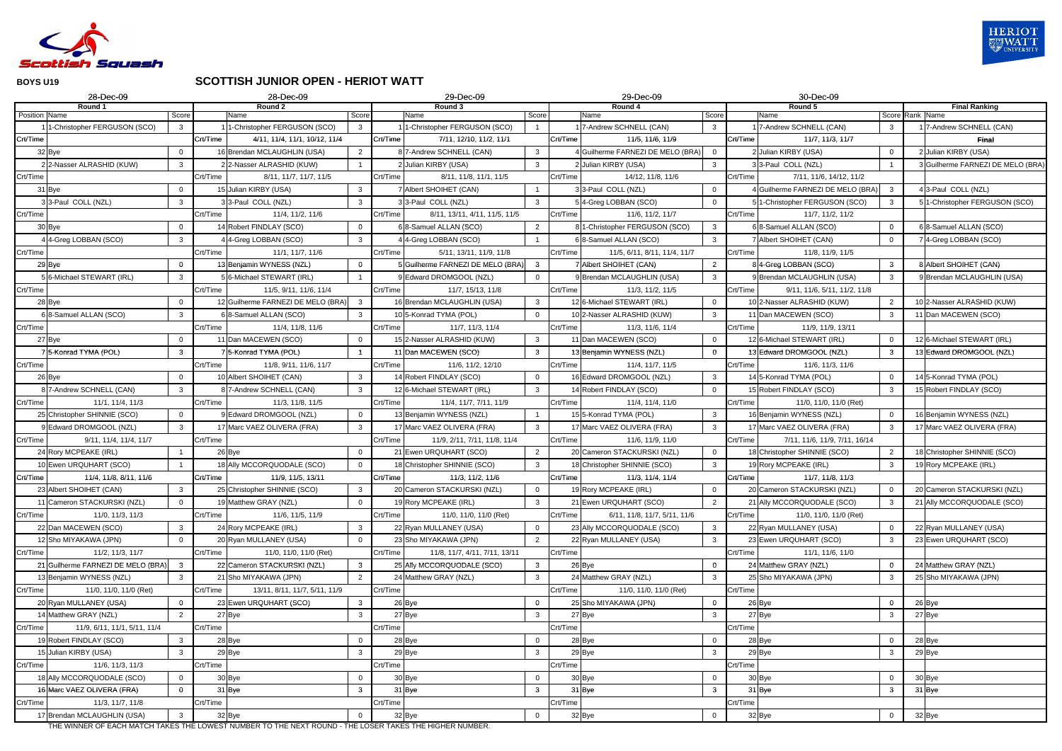**BOYS U19**

# SCOTTISH JUNIOR OPEN - HERIOT WATT

| 28-Dec-09 | | | 28-Dec-09 | | | 29-Dec-09 | | | 29-Dec-09 | | | 30-Dec-09 | | | | |
|---|---|---|---|---|---|---|---|---|---|---|---|---|---|---|---|---|
| Round 1 | | | Round 2 | | | Round 3 | | | Round 4 | | | Round 5 | | | Final Ranking | |
| Position | Name | Score | | Name | Score | | Name | Score | | Name | Score | | Name | Score | Rank | Name |
| 1 | 1-Christopher FERGUSON (SCO) | 3 | 1 | 1-Christopher FERGUSON (SCO) | 3 | 1 | 1-Christopher FERGUSON (SCO) | 1 | 1 | 7-Andrew SCHNELL (CAN) | 3 | 1 | 7-Andrew SCHNELL (CAN) | 3 | 1 | 7-Andrew SCHNELL (CAN) |
| Crt/Time | | | Crt/Time | 4/11, 11/4, 11/1, 10/12, 11/4 | | Crt/Time | 7/11, 12/10, 11/2, 11/1 | | Crt/Time | 11/5, 11/6, 11/9 | | Crt/Time | 11/7, 11/3, 11/7 | | | **Final** |
| 32 | Bye | 0 | 16 | Brendan MCLAUGHLIN (USA) | 2 | 8 | 7-Andrew SCHNELL (CAN) | 3 | 4 | Guilherme FARNEZI DE MELO (BRA) | 0 | 2 | Julian KIRBY (USA) | 0 | 2 | Julian KIRBY (USA) |
| 2 | 2-Nasser ALRASHID (KUW) | 3 | 2 | 2-Nasser ALRASHID (KUW) | 1 | 2 | Julian KIRBY (USA) | 3 | 2 | Julian KIRBY (USA) | 3 | 3 | 3-Paul COLL (NZL) | 1 | 3 | Guilherme FARNEZI DE MELO (BRA) |
| Crt/Time | | | Crt/Time | 8/11, 11/7, 11/7, 11/5 | | Crt/Time | 8/11, 11/8, 11/1, 11/5 | | Crt/Time | 14/12, 11/8, 11/6 | | Crt/Time | 7/11, 11/6, 14/12, 11/2 | | | |
| 31 | Bye | 0 | 15 | Julian KIRBY (USA) | 3 | 7 | Albert SHOIHET (CAN) | 1 | 3 | 3-Paul COLL (NZL) | 0 | 4 | Guilherme FARNEZI DE MELO (BRA) | 3 | 4 | 3-Paul COLL (NZL) |
| 3 | 3-Paul COLL (NZL) | 3 | 3 | 3-Paul COLL (NZL) | 3 | 3 | 3-Paul COLL (NZL) | 3 | 5 | 4-Greg LOBBAN (SCO) | 0 | 5 | 1-Christopher FERGUSON (SCO) | 3 | 5 | 1-Christopher FERGUSON (SCO) |
| Crt/Time | | | Crt/Time | 11/4, 11/2, 11/6 | | Crt/Time | 8/11, 13/11, 4/11, 11/5, 11/5 | | Crt/Time | 11/6, 11/2, 11/7 | | Crt/Time | 11/7, 11/2, 11/2 | | | |
| 30 | Bye | 0 | 14 | Robert FINDLAY (SCO) | 0 | 6 | 8-Samuel ALLAN (SCO) | 2 | 8 | 1-Christopher FERGUSON (SCO) | 3 | 6 | 8-Samuel ALLAN (SCO) | 0 | 6 | 8-Samuel ALLAN (SCO) |
| 4 | 4-Greg LOBBAN (SCO) | 3 | 4 | 4-Greg LOBBAN (SCO) | 3 | 4 | 4-Greg LOBBAN (SCO) | 1 | 6 | 8-Samuel ALLAN (SCO) | 3 | 7 | Albert SHOIHET (CAN) | 0 | 7 | 4-Greg LOBBAN (SCO) |
| Crt/Time | | | Crt/Time | 11/1, 11/7, 11/6 | | Crt/Time | 5/11, 13/11, 11/9, 11/8 | | Crt/Time | 11/5, 6/11, 8/11, 11/4, 11/7 | | Crt/Time | 11/8, 11/9, 11/5 | | | |
| 29 | Bye | 0 | 13 | Benjamin WYNESS (NZL) | 0 | 5 | Guilherme FARNEZI DE MELO (BRA) | 3 | 7 | Albert SHOIHET (CAN) | 2 | 8 | 4-Greg LOBBAN (SCO) | 3 | 8 | Albert SHOIHET (CAN) |
| 5 | 6-Michael STEWART (IRL) | 3 | 5 | 6-Michael STEWART (IRL) | 1 | 9 | Edward DROMGOOL (NZL) | 0 | 9 | Brendan MCLAUGHLIN (USA) | 3 | 9 | Brendan MCLAUGHLIN (USA) | 3 | 9 | Brendan MCLAUGHLIN (USA) |
| Crt/Time | | | Crt/Time | 11/5, 9/11, 11/6, 11/4 | | Crt/Time | 11/7, 15/13, 11/8 | | Crt/Time | 11/3, 11/2, 11/5 | | Crt/Time | 9/11, 11/6, 5/11, 11/2, 11/8 | | | |
| 28 | Bye | 0 | 12 | Guilherme FARNEZI DE MELO (BRA) | 3 | 16 | Brendan MCLAUGHLIN (USA) | 3 | 12 | 6-Michael STEWART (IRL) | 0 | 10 | 2-Nasser ALRASHID (KUW) | 2 | 10 | 2-Nasser ALRASHID (KUW) |
| 6 | 8-Samuel ALLAN (SCO) | 3 | 6 | 8-Samuel ALLAN (SCO) | 3 | 10 | 5-Konrad TYMA (POL) | 0 | 10 | 2-Nasser ALRASHID (KUW) | 3 | 11 | Dan MACEWEN (SCO) | 3 | 11 | Dan MACEWEN (SCO) |
| Crt/Time | | | Crt/Time | 11/4, 11/8, 11/6 | | Crt/Time | 11/7, 11/3, 11/4 | | Crt/Time | 11/3, 11/6, 11/4 | | Crt/Time | 11/9, 11/9, 13/11 | | | |
| 27 | Bye | 0 | 11 | Dan MACEWEN (SCO) | 0 | 15 | 2-Nasser ALRASHID (KUW) | 3 | 11 | Dan MACEWEN (SCO) | 0 | 12 | 6-Michael STEWART (IRL) | 0 | 12 | 6-Michael STEWART (IRL) |
| 7 | 5-Konrad TYMA (POL) | 3 | 7 | 5-Konrad TYMA (POL) | 1 | 11 | Dan MACEWEN (SCO) | 3 | 13 | Benjamin WYNESS (NZL) | 0 | 13 | Edward DROMGOOL (NZL) | 3 | 13 | Edward DROMGOOL (NZL) |
| Crt/Time | | | Crt/Time | 11/8, 9/11, 11/6, 11/7 | | Crt/Time | 11/6, 11/2, 12/10 | | Crt/Time | 11/4, 11/7, 11/5 | | Crt/Time | 11/6, 11/3, 11/6 | | | |
| 26 | Bye | 0 | 10 | Albert SHOIHET (CAN) | 3 | 14 | Robert FINDLAY (SCO) | 0 | 16 | Edward DROMGOOL (NZL) | 3 | 14 | 5-Konrad TYMA (POL) | 0 | 14 | 5-Konrad TYMA (POL) |
| 8 | 7-Andrew SCHNELL (CAN) | 3 | 8 | 7-Andrew SCHNELL (CAN) | 3 | 12 | 6-Michael STEWART (IRL) | 3 | 14 | Robert FINDLAY (SCO) | 0 | 15 | Robert FINDLAY (SCO) | 3 | 15 | Robert FINDLAY (SCO) |
| Crt/Time | 11/1, 11/4, 11/3 | | Crt/Time | 11/3, 11/8, 11/5 | | Crt/Time | 11/4, 11/7, 7/11, 11/9 | | Crt/Time | 11/4, 11/4, 11/0 | | Crt/Time | 11/0, 11/0, 11/0 (Ret) | | | |
| 25 | Christopher SHINNIE (SCO) | 0 | 9 | Edward DROMGOOL (NZL) | 0 | 13 | Benjamin WYNESS (NZL) | 1 | 15 | 5-Konrad TYMA (POL) | 3 | 16 | Benjamin WYNESS (NZL) | 0 | 16 | Benjamin WYNESS (NZL) |
| 9 | Edward DROMGOOL (NZL) | 3 | 17 | Marc VAEZ OLIVERA (FRA) | 3 | 17 | Marc VAEZ OLIVERA (FRA) | 3 | 17 | Marc VAEZ OLIVERA (FRA) | 3 | 17 | Marc VAEZ OLIVERA (FRA) | 3 | 17 | Marc VAEZ OLIVERA (FRA) |
| Crt/Time | 9/11, 11/4, 11/4, 11/7 | | Crt/Time | | | Crt/Time | 11/9, 2/11, 7/11, 11/8, 11/4 | | Crt/Time | 11/6, 11/9, 11/0 | | Crt/Time | 7/11, 11/6, 11/9, 7/11, 16/14 | | | |
| 24 | Rory MCPEAKE (IRL) | 1 | 26 | Bye | 0 | 21 | Ewen URQUHART (SCO) | 2 | 20 | Cameron STACKURSKI (NZL) | 0 | 18 | Christopher SHINNIE (SCO) | 2 | 18 | Christopher SHINNIE (SCO) |
| 10 | Ewen URQUHART (SCO) | 1 | 18 | Ally MCCORQUODALE (SCO) | 0 | 18 | Christopher SHINNIE (SCO) | 3 | 18 | Christopher SHINNIE (SCO) | 3 | 19 | Rory MCPEAKE (IRL) | 3 | 19 | Rory MCPEAKE (IRL) |
| Crt/Time | 11/4, 11/8, 8/11, 11/6 | | Crt/Time | 11/9, 11/5, 13/11 | | Crt/Time | 11/3, 11/2, 11/6 | | Crt/Time | 11/3, 11/4, 11/4 | | Crt/Time | 11/7, 11/8, 11/3 | | | |
| 23 | Albert SHOIHET (CAN) | 3 | 25 | Christopher SHINNIE (SCO) | 3 | 20 | Cameron STACKURSKI (NZL) | 0 | 19 | Rory MCPEAKE (IRL) | 0 | 20 | Cameron STACKURSKI (NZL) | 0 | 20 | Cameron STACKURSKI (NZL) |
| 11 | Cameron STACKURSKI (NZL) | 0 | 19 | Matthew GRAY (NZL) | 0 | 19 | Rory MCPEAKE (IRL) | 3 | 21 | Ewen URQUHART (SCO) | 2 | 21 | Ally MCCORQUODALE (SCO) | 3 | 21 | Ally MCCORQUODALE (SCO) |
| Crt/Time | 11/0, 11/3, 11/3 | | Crt/Time | 11/6, 11/5, 11/9 | | Crt/Time | 11/0, 11/0, 11/0 (Ret) | | Crt/Time | 6/11, 11/8, 11/7, 5/11, 11/6 | | Crt/Time | 11/0, 11/0, 11/0 (Ret) | | | |
| 22 | Dan MACEWEN (SCO) | 3 | 24 | Rory MCPEAKE (IRL) | 3 | 22 | Ryan MULLANEY (USA) | 0 | 23 | Ally MCCORQUODALE (SCO) | 3 | 22 | Ryan MULLANEY (USA) | 0 | 22 | Ryan MULLANEY (USA) |
| 12 | Sho MIYAKAWA (JPN) | 0 | 20 | Ryan MULLANEY (USA) | 0 | 23 | Sho MIYAKAWA (JPN) | 2 | 22 | Ryan MULLANEY (USA) | 3 | 23 | Ewen URQUHART (SCO) | 3 | 23 | Ewen URQUHART (SCO) |
| Crt/Time | 11/2, 11/3, 11/7 | | Crt/Time | 11/0, 11/0, 11/0 (Ret) | | Crt/Time | 11/8, 11/7, 4/11, 7/11, 13/11 | | Crt/Time | | | Crt/Time | 11/1, 11/6, 11/0 | | | |
| 21 | Guilherme FARNEZI DE MELO (BRA) | 3 | 22 | Cameron STACKURSKI (NZL) | 3 | 25 | Ally MCCORQUODALE (SCO) | 3 | 26 | Bye | 0 | 24 | Matthew GRAY (NZL) | 0 | 24 | Matthew GRAY (NZL) |
| 13 | Benjamin WYNESS (NZL) | 3 | 21 | Sho MIYAKAWA (JPN) | 2 | 24 | Matthew GRAY (NZL) | 3 | 24 | Matthew GRAY (NZL) | 3 | 25 | Sho MIYAKAWA (JPN) | 3 | 25 | Sho MIYAKAWA (JPN) |
| Crt/Time | 11/0, 11/0, 11/0 (Ret) | | Crt/Time | 13/11, 8/11, 11/7, 5/11, 11/9 | | Crt/Time | | | Crt/Time | 11/0, 11/0, 11/0 (Ret) | | Crt/Time | | | | |
| 20 | Ryan MULLANEY (USA) | 0 | 23 | Ewen URQUHART (SCO) | 3 | 26 | Bye | 0 | 25 | Sho MIYAKAWA (JPN) | 0 | 26 | Bye | 0 | 26 | Bye |
| 14 | Matthew GRAY (NZL) | 2 | 27 | Bye | 3 | 27 | Bye | 3 | 27 | Bye | 3 | 27 | Bye | 3 | 27 | Bye |
| Crt/Time | 11/9, 6/11, 11/1, 5/11, 11/4 | | Crt/Time | | | Crt/Time | | | Crt/Time | | | Crt/Time | | | | |
| 19 | Robert FINDLAY (SCO) | 3 | 28 | Bye | 0 | 28 | Bye | 0 | 28 | Bye | 0 | 28 | Bye | 0 | 28 | Bye |
| 15 | Julian KIRBY (USA) | 3 | 29 | Bye | 3 | 29 | Bye | 3 | 29 | Bye | 3 | 29 | Bye | 3 | 29 | Bye |
| Crt/Time | 11/6, 11/3, 11/3 | | Crt/Time | | | Crt/Time | | | Crt/Time | | | Crt/Time | | | | |
| 18 | Ally MCCORQUODALE (SCO) | 0 | 30 | Bye | 0 | 30 | Bye | 0 | 30 | Bye | 0 | 30 | Bye | 0 | 30 | Bye |
| 16 | Marc VAEZ OLIVERA (FRA) | 0 | 31 | Bye | 3 | 31 | Bye | 3 | 31 | Bye | 3 | 31 | Bye | 3 | 31 | Bye |
| Crt/Time | 11/3, 11/7, 11/8 | | Crt/Time | | | Crt/Time | | | Crt/Time | | | Crt/Time | | | | |
| 17 | Brendan MCLAUGHLIN (USA) | 3 | 32 | Bye | 0 | 32 | Bye | 0 | 32 | Bye | 0 | 32 | Bye | 0 | 32 | Bye |

THE WINNER OF EACH MATCH TAKES THE LOWEST NUMBER TO THE NEXT ROUND - THE LOSER TAKES THE HIGHER NUMBER.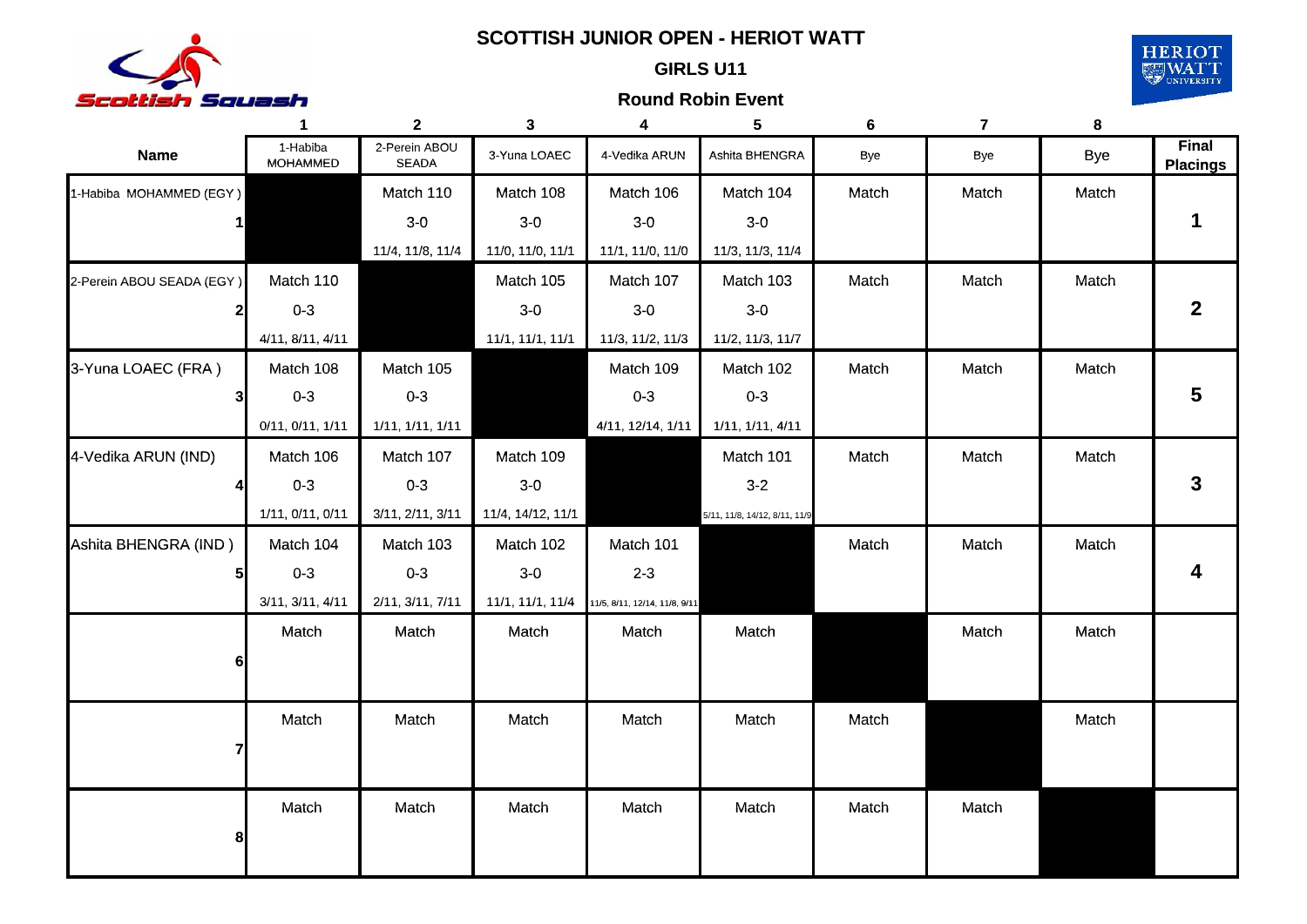# SCOTTISH JUNIOR OPEN - HERIOT WATT

## GIRLS U11

### Round Robin Event

| | 1 | 2 | 3 | 4 | 5 | 6 | 7 | 8 | |
|---|---|---|---|---|---|---|---|---|---|
| **Name** | 1-Habiba MOHAMMED | 2-Perein ABOU SEADA | 3-Yuna LOAEC | 4-Vedika ARUN | Ashita BHENGRA | Bye | Bye | Bye | **Final Placings** |
| 1-Habiba MOHAMMED (EGY ) 1 | | Match 110 3-0 11/4, 11/8, 11/4 | Match 108 3-0 11/0, 11/0, 11/1 | Match 106 3-0 11/1, 11/0, 11/0 | Match 104 3-0 11/3, 11/3, 11/4 | Match | Match | Match | **1** |
| 2-Perein ABOU SEADA (EGY ) 2 | Match 110 0-3 4/11, 8/11, 4/11 | | Match 105 3-0 11/1, 11/1, 11/1 | Match 107 3-0 11/3, 11/2, 11/3 | Match 103 3-0 11/2, 11/3, 11/7 | Match | Match | Match | **2** |
| 3-Yuna LOAEC (FRA ) 3 | Match 108 0-3 0/11, 0/11, 1/11 | Match 105 0-3 1/11, 1/11, 1/11 | | Match 109 0-3 4/11, 12/14, 1/11 | Match 102 0-3 1/11, 1/11, 4/11 | Match | Match | Match | **5** |
| 4-Vedika ARUN (IND) 4 | Match 106 0-3 1/11, 0/11, 0/11 | Match 107 0-3 3/11, 2/11, 3/11 | Match 109 3-0 11/4, 14/12, 11/1 | | Match 101 3-2 5/11, 11/8, 14/12, 8/11, 11/9 | Match | Match | Match | **3** |
| Ashita BHENGRA (IND ) 5 | Match 104 0-3 3/11, 3/11, 4/11 | Match 103 0-3 2/11, 3/11, 7/11 | Match 102 3-0 11/1, 11/1, 11/4 | Match 101 2-3 11/5, 8/11, 12/14, 11/8, 9/11 | | Match | Match | Match | **4** |
| 6 | Match | Match | Match | Match | Match | | Match | Match | |
| 7 | Match | Match | Match | Match | Match | Match | | Match | |
| 8 | Match | Match | Match | Match | Match | Match | Match | | |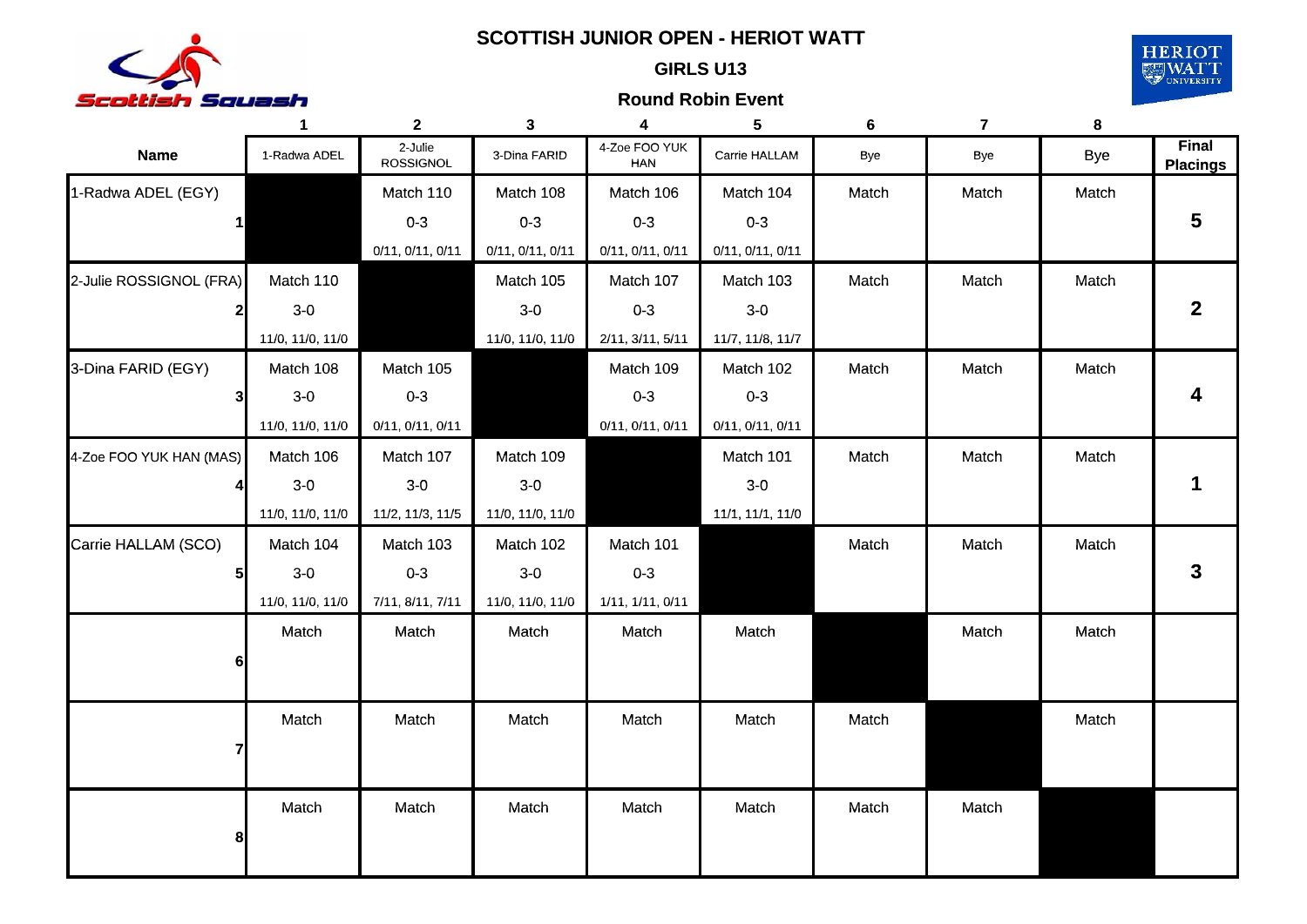# SCOTTISH JUNIOR OPEN - HERIOT WATT

## GIRLS U13

### Round Robin Event

| Name | 1 1-Radwa ADEL | 2 2-Julie ROSSIGNOL | 3 3-Dina FARID | 4 4-Zoe FOO YUK HAN | 5 Carrie HALLAM | 6 Bye | 7 Bye | 8 Bye | Final Placings |
|---|---|---|---|---|---|---|---|---|---|
| 1-Radwa ADEL (EGY) 1 | | Match 110 0-3 0/11, 0/11, 0/11 | Match 108 0-3 0/11, 0/11, 0/11 | Match 106 0-3 0/11, 0/11, 0/11 | Match 104 0-3 0/11, 0/11, 0/11 | Match | Match | Match | 5 |
| 2-Julie ROSSIGNOL (FRA) 2 | Match 110 3-0 11/0, 11/0, 11/0 | | Match 105 3-0 11/0, 11/0, 11/0 | Match 107 0-3 2/11, 3/11, 5/11 | Match 103 3-0 11/7, 11/8, 11/7 | Match | Match | Match | 2 |
| 3-Dina FARID (EGY) 3 | Match 108 3-0 11/0, 11/0, 11/0 | Match 105 0-3 0/11, 0/11, 0/11 | | Match 109 0-3 0/11, 0/11, 0/11 | Match 102 0-3 0/11, 0/11, 0/11 | Match | Match | Match | 4 |
| 4-Zoe FOO YUK HAN (MAS) 4 | Match 106 3-0 11/0, 11/0, 11/0 | Match 107 3-0 11/2, 11/3, 11/5 | Match 109 3-0 11/0, 11/0, 11/0 | | Match 101 3-0 11/1, 11/1, 11/0 | Match | Match | Match | 1 |
| Carrie HALLAM (SCO) 5 | Match 104 3-0 11/0, 11/0, 11/0 | Match 103 0-3 7/11, 8/11, 7/11 | Match 102 3-0 11/0, 11/0, 11/0 | Match 101 0-3 1/11, 1/11, 0/11 | | Match | Match | Match | 3 |
| 6 | Match | Match | Match | Match | Match | | Match | Match | |
| 7 | Match | Match | Match | Match | Match | Match | | Match | |
| 8 | Match | Match | Match | Match | Match | Match | Match | | |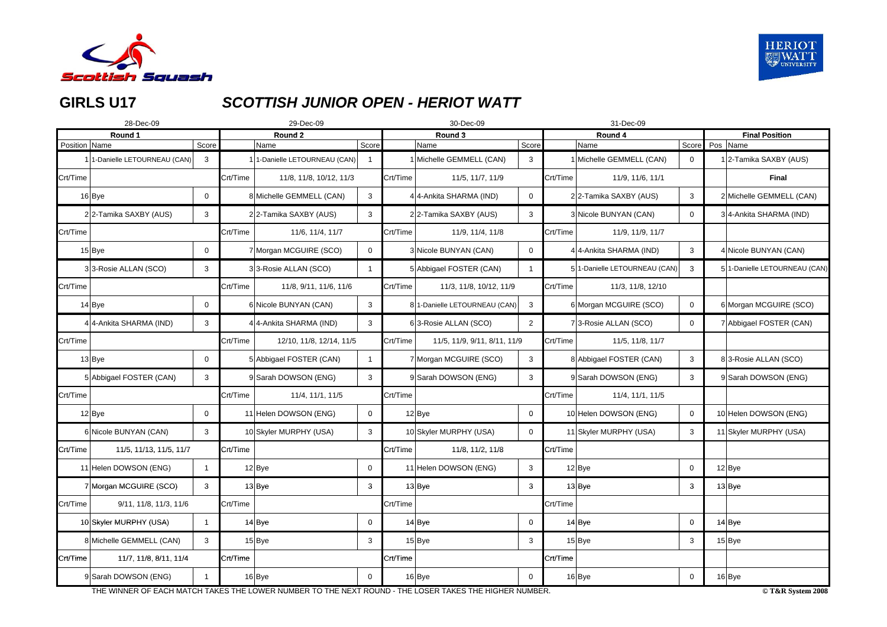# GIRLS U17

## SCOTTISH JUNIOR OPEN - HERIOT WATT

| 28-Dec-09 | | | 29-Dec-09 | | | 30-Dec-09 | | | 31-Dec-09 | | | | |
|---|---|---|---|---|---|---|---|---|---|---|---|---|---|
| **Round 1** | | | **Round 2** | | | **Round 3** | | | **Round 4** | | | **Final Position** | |
| Position | Name | Score | | Name | Score | | Name | Score | | Name | Score | Pos | Name |
| 1 | 1-Danielle LETOURNEAU (CAN) | 3 | 1 | 1-Danielle LETOURNEAU (CAN) | 1 | 1 | Michelle GEMMELL (CAN) | 3 | 1 | Michelle GEMMELL (CAN) | 0 | 1 | 2-Tamika SAXBY (AUS) |
| Crt/Time | | | Crt/Time | 11/8, 11/8, 10/12, 11/3 | | Crt/Time | 11/5, 11/7, 11/9 | | Crt/Time | 11/9, 11/6, 11/1 | | | **Final** |
| 16 | Bye | 0 | 8 | Michelle GEMMELL (CAN) | 3 | 4 | 4-Ankita SHARMA (IND) | 0 | 2 | 2-Tamika SAXBY (AUS) | 3 | 2 | Michelle GEMMELL (CAN) |
| 2 | 2-Tamika SAXBY (AUS) | 3 | 2 | 2-Tamika SAXBY (AUS) | 3 | 2 | 2-Tamika SAXBY (AUS) | 3 | 3 | Nicole BUNYAN (CAN) | 0 | 3 | 4-Ankita SHARMA (IND) |
| Crt/Time | | | Crt/Time | 11/6, 11/4, 11/7 | | Crt/Time | 11/9, 11/4, 11/8 | | Crt/Time | 11/9, 11/9, 11/7 | | | |
| 15 | Bye | 0 | 7 | Morgan MCGUIRE (SCO) | 0 | 3 | Nicole BUNYAN (CAN) | 0 | 4 | 4-Ankita SHARMA (IND) | 3 | 4 | Nicole BUNYAN (CAN) |
| 3 | 3-Rosie ALLAN (SCO) | 3 | 3 | 3-Rosie ALLAN (SCO) | 1 | 5 | Abbigael FOSTER (CAN) | 1 | 5 | 1-Danielle LETOURNEAU (CAN) | 3 | 5 | 1-Danielle LETOURNEAU (CAN) |
| Crt/Time | | | Crt/Time | 11/8, 9/11, 11/6, 11/6 | | Crt/Time | 11/3, 11/8, 10/12, 11/9 | | Crt/Time | 11/3, 11/8, 12/10 | | | |
| 14 | Bye | 0 | 6 | Nicole BUNYAN (CAN) | 3 | 8 | 1-Danielle LETOURNEAU (CAN) | 3 | 6 | Morgan MCGUIRE (SCO) | 0 | 6 | Morgan MCGUIRE (SCO) |
| 4 | 4-Ankita SHARMA (IND) | 3 | 4 | 4-Ankita SHARMA (IND) | 3 | 6 | 3-Rosie ALLAN (SCO) | 2 | 7 | 3-Rosie ALLAN (SCO) | 0 | 7 | Abbigael FOSTER (CAN) |
| Crt/Time | | | Crt/Time | 12/10, 11/8, 12/14, 11/5 | | Crt/Time | 11/5, 11/9, 9/11, 8/11, 11/9 | | Crt/Time | 11/5, 11/8, 11/7 | | | |
| 13 | Bye | 0 | 5 | Abbigael FOSTER (CAN) | 1 | 7 | Morgan MCGUIRE (SCO) | 3 | 8 | Abbigael FOSTER (CAN) | 3 | 8 | 3-Rosie ALLAN (SCO) |
| 5 | Abbigael FOSTER (CAN) | 3 | 9 | Sarah DOWSON (ENG) | 3 | 9 | Sarah DOWSON (ENG) | 3 | 9 | Sarah DOWSON (ENG) | 3 | 9 | Sarah DOWSON (ENG) |
| Crt/Time | | | Crt/Time | 11/4, 11/1, 11/5 | | Crt/Time | | | Crt/Time | 11/4, 11/1, 11/5 | | | |
| 12 | Bye | 0 | 11 | Helen DOWSON (ENG) | 0 | 12 | Bye | 0 | 10 | Helen DOWSON (ENG) | 0 | 10 | Helen DOWSON (ENG) |
| 6 | Nicole BUNYAN (CAN) | 3 | 10 | Skyler MURPHY (USA) | 3 | 10 | Skyler MURPHY (USA) | 0 | 11 | Skyler MURPHY (USA) | 3 | 11 | Skyler MURPHY (USA) |
| Crt/Time | 11/5, 11/13, 11/5, 11/7 | | Crt/Time | | | Crt/Time | 11/8, 11/2, 11/8 | | Crt/Time | | | | |
| 11 | Helen DOWSON (ENG) | 1 | 12 | Bye | 0 | 11 | Helen DOWSON (ENG) | 3 | 12 | Bye | 0 | 12 | Bye |
| 7 | Morgan MCGUIRE (SCO) | 3 | 13 | Bye | 3 | 13 | Bye | 3 | 13 | Bye | 3 | 13 | Bye |
| Crt/Time | 9/11, 11/8, 11/3, 11/6 | | Crt/Time | | | Crt/Time | | | Crt/Time | | | | |
| 10 | Skyler MURPHY (USA) | 1 | 14 | Bye | 0 | 14 | Bye | 0 | 14 | Bye | 0 | 14 | Bye |
| 8 | Michelle GEMMELL (CAN) | 3 | 15 | Bye | 3 | 15 | Bye | 3 | 15 | Bye | 3 | 15 | Bye |
| Crt/Time | 11/7, 11/8, 8/11, 11/4 | | Crt/Time | | | Crt/Time | | | Crt/Time | | | | |
| 9 | Sarah DOWSON (ENG) | 1 | 16 | Bye | 0 | 16 | Bye | 0 | 16 | Bye | 0 | 16 | Bye |

THE WINNER OF EACH MATCH TAKES THE LOWER NUMBER TO THE NEXT ROUND - THE LOSER TAKES THE HIGHER NUMBER.

© T&R System 2008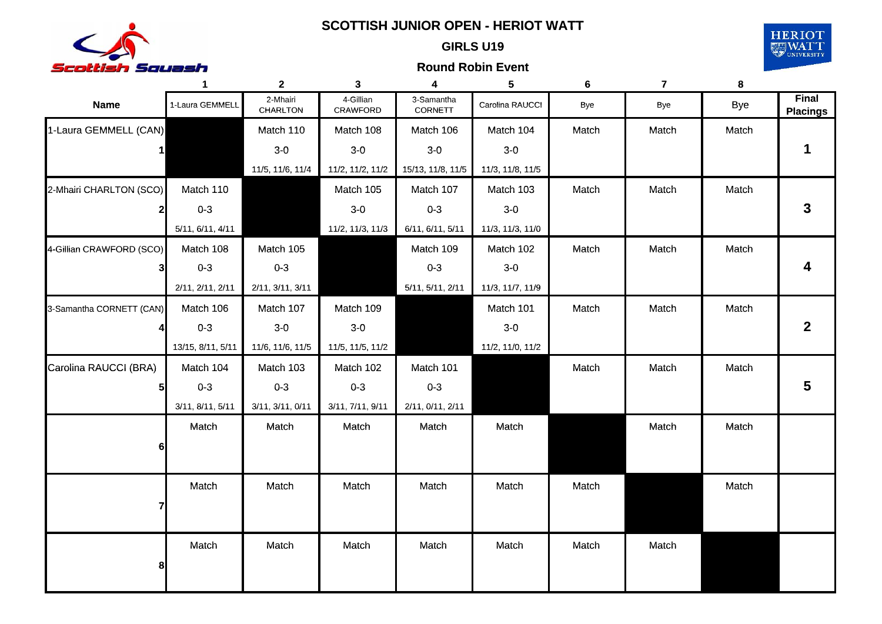# SCOTTISH JUNIOR OPEN - HERIOT WATT

## GIRLS U19

### Round Robin Event

| | 1 | 2 | 3 | 4 | 5 | 6 | 7 | 8 | |
|---|---|---|---|---|---|---|---|---|---|
| **Name** | 1-Laura GEMMELL | 2-Mhairi CHARLTON | 4-Gillian CRAWFORD | 3-Samantha CORNETT | Carolina RAUCCI | Bye | Bye | Bye | **Final Placings** |
| 1-Laura GEMMELL (CAN) 1 | | Match 110 3-0 11/5, 11/6, 11/4 | Match 108 3-0 11/2, 11/2, 11/2 | Match 106 3-0 15/13, 11/8, 11/5 | Match 104 3-0 11/3, 11/8, 11/5 | Match | Match | Match | **1** |
| 2-Mhairi CHARLTON (SCO) 2 | Match 110 0-3 5/11, 6/11, 4/11 | | Match 105 3-0 11/2, 11/3, 11/3 | Match 107 0-3 6/11, 6/11, 5/11 | Match 103 3-0 11/3, 11/3, 11/0 | Match | Match | Match | **3** |
| 4-Gillian CRAWFORD (SCO) 3 | Match 108 0-3 2/11, 2/11, 2/11 | Match 105 0-3 2/11, 3/11, 3/11 | | Match 109 0-3 5/11, 5/11, 2/11 | Match 102 3-0 11/3, 11/7, 11/9 | Match | Match | Match | **4** |
| 3-Samantha CORNETT (CAN) 4 | Match 106 0-3 13/15, 8/11, 5/11 | Match 107 3-0 11/6, 11/6, 11/5 | Match 109 3-0 11/5, 11/5, 11/2 | | Match 101 3-0 11/2, 11/0, 11/2 | Match | Match | Match | **2** |
| Carolina RAUCCI (BRA) 5 | Match 104 0-3 3/11, 8/11, 5/11 | Match 103 0-3 3/11, 3/11, 0/11 | Match 102 0-3 3/11, 7/11, 9/11 | Match 101 0-3 2/11, 0/11, 2/11 | | Match | Match | Match | **5** |
| 6 | Match | Match | Match | Match | Match | | Match | Match | |
| 7 | Match | Match | Match | Match | Match | Match | | Match | |
| 8 | Match | Match | Match | Match | Match | Match | Match | | |